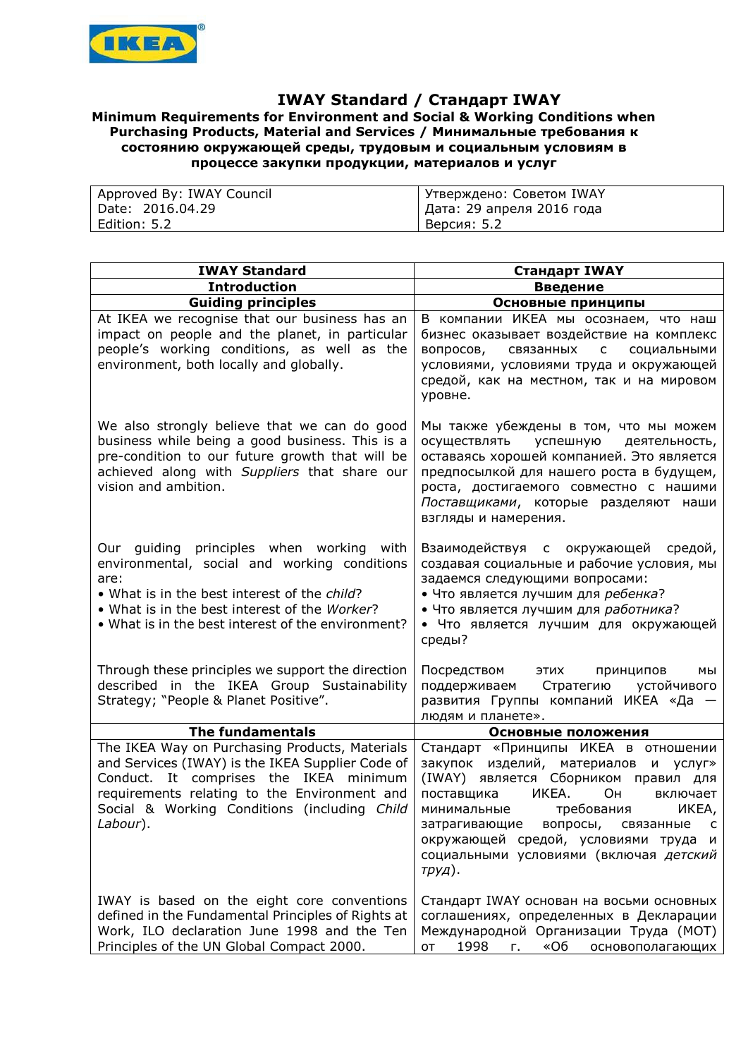# IWAY Standard / Стандарт IWAY

**Minimum Requirements for Environment and Social & Working Conditions when Purchasing Products, Material and Services / Минимальные требования к состоянию окружающей среды, трудовым и социальным условиям в процессе закупки продукции, материалов и услуг**

| Approved By: IWAY Council<br>Date: 2016.04.29<br>Edition: 5.2 | Утверждено: Советом IWAY<br>Дата: 29 апреля 2016 года<br>Версия: 5.2 |
|---|---|

| IWAY Standard | Стандарт IWAY |
|---|---|
| **Introduction** | **Введение** |
| **Guiding principles** | **Основные принципы** |
| At IKEA we recognise that our business has an impact on people and the planet, in particular people's working conditions, as well as the environment, both locally and globally. | В компании ИКЕА мы осознаем, что наш бизнес оказывает воздействие на комплекс вопросов, связанных с социальными условиями, условиями труда и окружающей средой, как на местном, так и на мировом уровне. |
| We also strongly believe that we can do good business while being a good business. This is a pre-condition to our future growth that will be achieved along with *Suppliers* that share our vision and ambition. | Мы также убеждены в том, что мы можем осуществлять успешную деятельность, оставаясь хорошей компанией. Это является предпосылкой для нашего роста в будущем, роста, достигаемого совместно с нашими *Поставщиками*, которые разделяют наши взгляды и намерения. |
| Our guiding principles when working with environmental, social and working conditions are:<br>• What is in the best interest of the *child*?<br>• What is in the best interest of the *Worker*?<br>• What is in the best interest of the environment? | Взаимодействуя с окружающей средой, создавая социальные и рабочие условия, мы задаемся следующими вопросами:<br>• Что является лучшим для *ребенка*?<br>• Что является лучшим для *работника*?<br>• Что является лучшим для окружающей среды? |
| Through these principles we support the direction described in the IKEA Group Sustainability Strategy; "People & Planet Positive". | Посредством этих принципов мы поддерживаем Стратегию устойчивого развития Группы компаний ИКЕА «Да — людям и планете». |
| **The fundamentals** | **Основные положения** |
| The IKEA Way on Purchasing Products, Materials and Services (IWAY) is the IKEA Supplier Code of Conduct. It comprises the IKEA minimum requirements relating to the Environment and Social & Working Conditions (including *Child Labour*). | Стандарт «Принципы ИКЕА в отношении закупок изделий, материалов и услуг» (IWAY) является Сборником правил для поставщика ИКЕА. Он включает минимальные требования ИКЕА, затрагивающие вопросы, связанные с окружающей средой, условиями труда и социальными условиями (включая *детский труд*). |
| IWAY is based on the eight core conventions defined in the Fundamental Principles of Rights at Work, ILO declaration June 1998 and the Ten Principles of the UN Global Compact 2000. | Стандарт IWAY основан на восьми основных соглашениях, определенных в Декларации Международной Организации Труда (МОТ) от 1998 г. «Об основополагающих |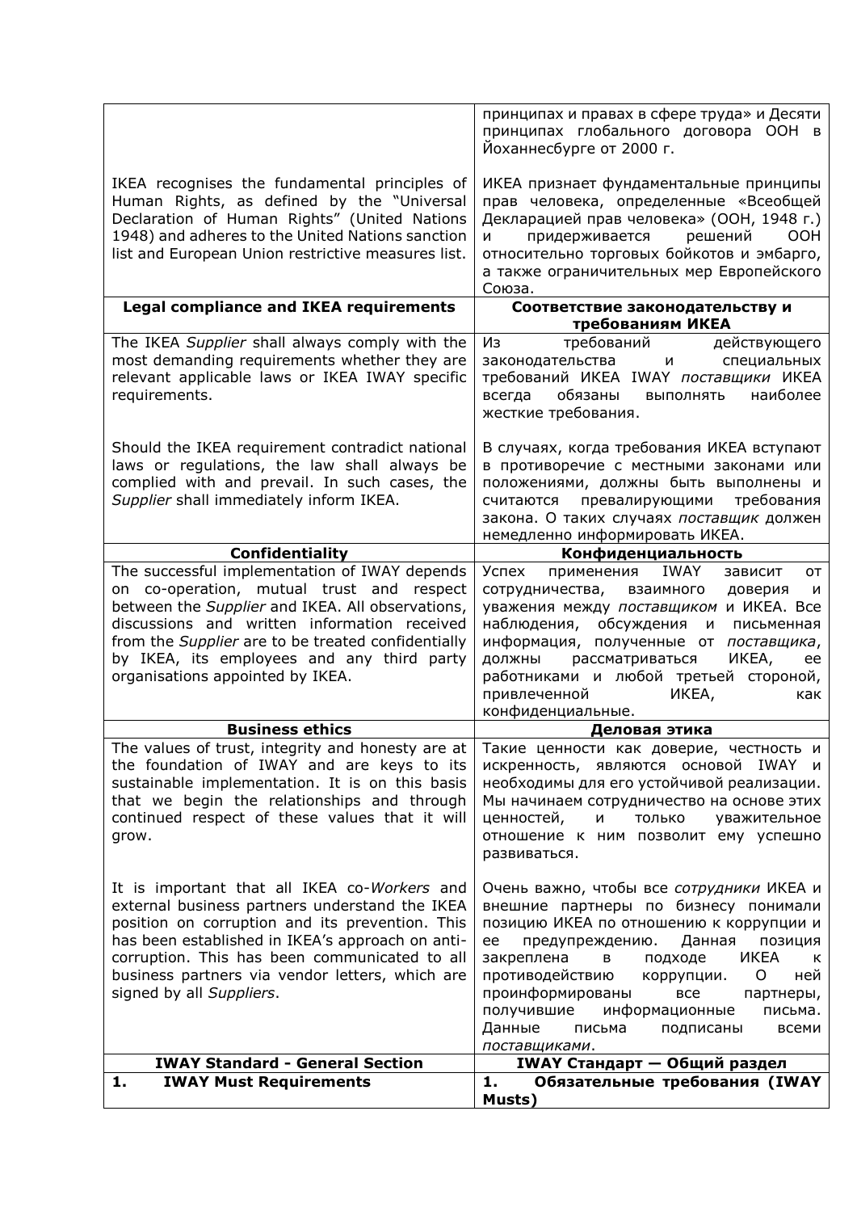| | |
|---|---|
| | принципах и правах в сфере труда» и Десяти принципах глобального договора ООН в Йоханнесбурге от 2000 г. |
| IKEA recognises the fundamental principles of Human Rights, as defined by the "Universal Declaration of Human Rights" (United Nations 1948) and adheres to the United Nations sanction list and European Union restrictive measures list. | ИКЕА признает фундаментальные принципы прав человека, определенные «Всеобщей Декларацией прав человека» (ООН, 1948 г.) и придерживается решений ООН относительно торговых бойкотов и эмбарго, а также ограничительных мер Европейского Союза. |
| **Legal compliance and IKEA requirements** | **Соответствие законодательству и требованиям ИКЕА** |
| The IKEA *Supplier* shall always comply with the most demanding requirements whether they are relevant applicable laws or IKEA IWAY specific requirements. | Из требований действующего законодательства и специальных требований ИКЕА IWAY *поставщики* ИКЕА всегда обязаны выполнять наиболее жесткие требования. |
| Should the IKEA requirement contradict national laws or regulations, the law shall always be complied with and prevail. In such cases, the *Supplier* shall immediately inform IKEA. | В случаях, когда требования ИКЕА вступают в противоречие с местными законами или положениями, должны быть выполнены и считаются превалирующими требования закона. О таких случаях *поставщик* должен немедленно информировать ИКЕА. |
| **Confidentiality** | **Конфиденциальность** |
| The successful implementation of IWAY depends on co-operation, mutual trust and respect between the *Supplier* and IKEA. All observations, discussions and written information received from the *Supplier* are to be treated confidentially by IKEA, its employees and any third party organisations appointed by IKEA. | Успех применения IWAY зависит от сотрудничества, взаимного доверия и уважения между *поставщиком* и ИКЕА. Все наблюдения, обсуждения и письменная информация, полученные от *поставщика*, должны рассматриваться ИКЕА, ее работниками и любой третьей стороной, привлеченной ИКЕА, как конфиденциальные. |
| **Business ethics** | **Деловая этика** |
| The values of trust, integrity and honesty are at the foundation of IWAY and are keys to its sustainable implementation. It is on this basis that we begin the relationships and through continued respect of these values that it will grow. | Такие ценности как доверие, честность и искренность, являются основой IWAY и необходимы для его устойчивой реализации. Мы начинаем сотрудничество на основе этих ценностей, и только уважительное отношение к ним позволит ему успешно развиваться. |
| It is important that all IKEA co-*Workers* and external business partners understand the IKEA position on corruption and its prevention. This has been established in IKEA's approach on anti-corruption. This has been communicated to all business partners via vendor letters, which are signed by all *Suppliers*. | Очень важно, чтобы все *сотрудники* ИКЕА и внешние партнеры по бизнесу понимали позицию ИКЕА по отношению к коррупции и ее предупреждению. Данная позиция закреплена в подходе ИКЕА к противодействию коррупции. О ней проинформированы все партнеры, получившие информационные письма. Данные письма подписаны всеми *поставщиками*. |
| **IWAY Standard - General Section** | **IWAY Стандарт — Общий раздел** |
| **1. IWAY Must Requirements** | **1. Обязательные требования (IWAY Musts)** |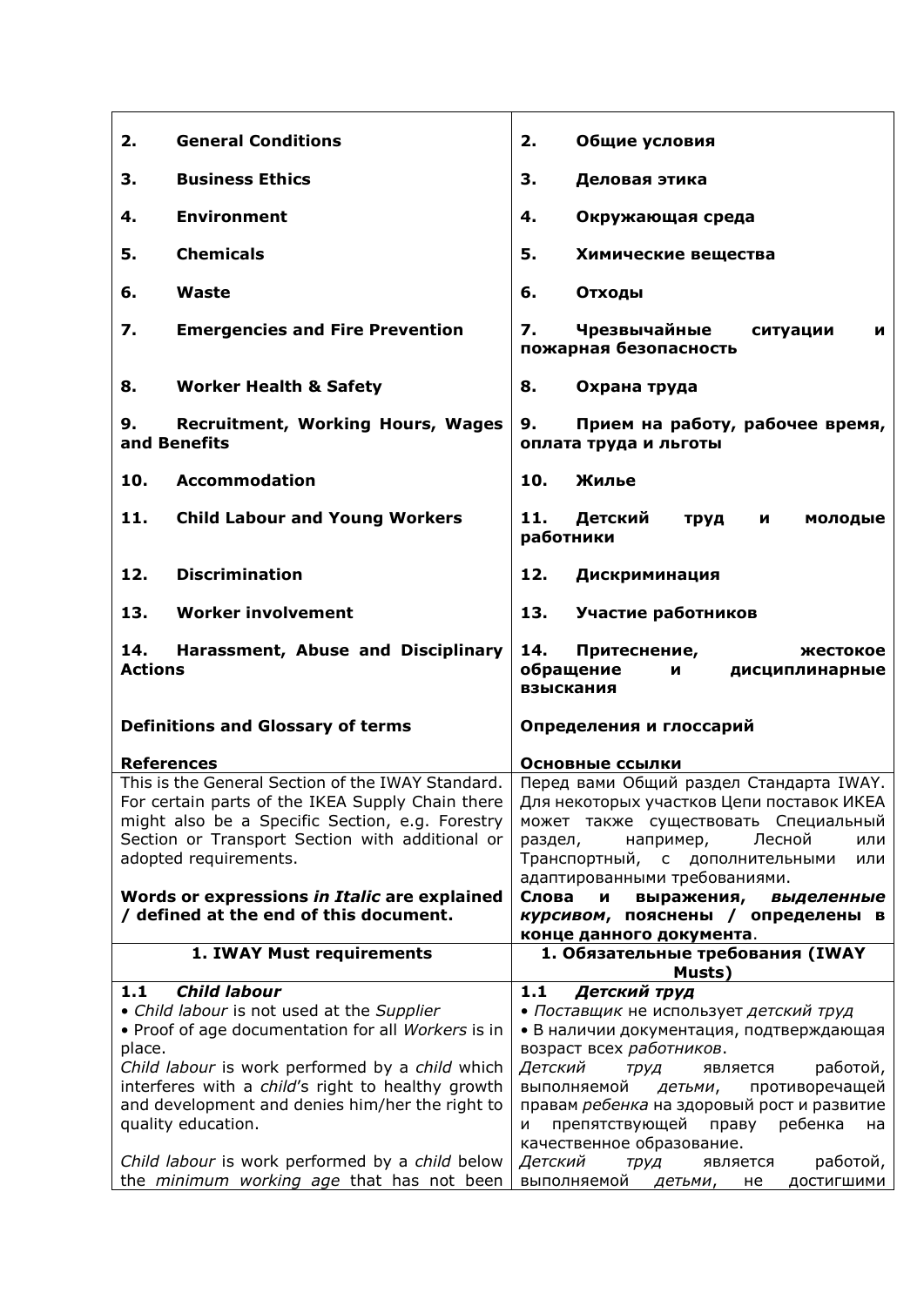| | |
|---|---|
| **2. General Conditions** | **2. Общие условия** |
| **3. Business Ethics** | **3. Деловая этика** |
| **4. Environment** | **4. Окружающая среда** |
| **5. Chemicals** | **5. Химические вещества** |
| **6. Waste** | **6. Отходы** |
| **7. Emergencies and Fire Prevention** | **7. Чрезвычайные ситуации и пожарная безопасность** |
| **8. Worker Health & Safety** | **8. Охрана труда** |
| **9. Recruitment, Working Hours, Wages and Benefits** | **9. Прием на работу, рабочее время, оплата труда и льготы** |
| **10. Accommodation** | **10. Жилье** |
| **11. Child Labour and Young Workers** | **11. Детский труд и молодые работники** |
| **12. Discrimination** | **12. Дискриминация** |
| **13. Worker involvement** | **13. Участие работников** |
| **14. Harassment, Abuse and Disciplinary Actions** | **14. Притеснение, жестокое обращение и дисциплинарные взыскания** |
| **Definitions and Glossary of terms** | **Определения и глоссарий** |
| **References** | **Основные ссылки** |
| This is the General Section of the IWAY Standard. For certain parts of the IKEA Supply Chain there might also be a Specific Section, e.g. Forestry Section or Transport Section with additional or adopted requirements.<br><br>**Words or expressions *in Italic* are explained / defined at the end of this document.** | Перед вами Общий раздел Стандарта IWAY. Для некоторых участков Цепи поставок ИКЕА может также существовать Специальный раздел, например, Лесной или Транспортный, с дополнительными или адаптированными требованиями.<br>**Слова и выражения, *выделенные курсивом*, пояснены / определены в конце данного документа**. |
| **1. IWAY Must requirements** | **1. Обязательные требования (IWAY Musts)** |
| **1.1 *Child labour***<br>• *Child labour* is not used at the *Supplier*<br>• Proof of age documentation for all *Workers* is in place.<br>*Child labour* is work performed by a *child* which interferes with a *child*'s right to healthy growth and development and denies him/her the right to quality education.<br><br>*Child labour* is work performed by a *child* below the *minimum working age* that has not been | **1.1 *Детский труд***<br>• *Поставщик* не использует *детский труд*<br>• В наличии документация, подтверждающая возраст всех *работников*.<br>*Детский труд* является работой, выполняемой *детьми*, противоречащей правам *ребенка* на здоровый рост и развитие и препятствующей праву ребенка на качественное образование.<br>*Детский труд* является работой, выполняемой *детьми*, не достигшими |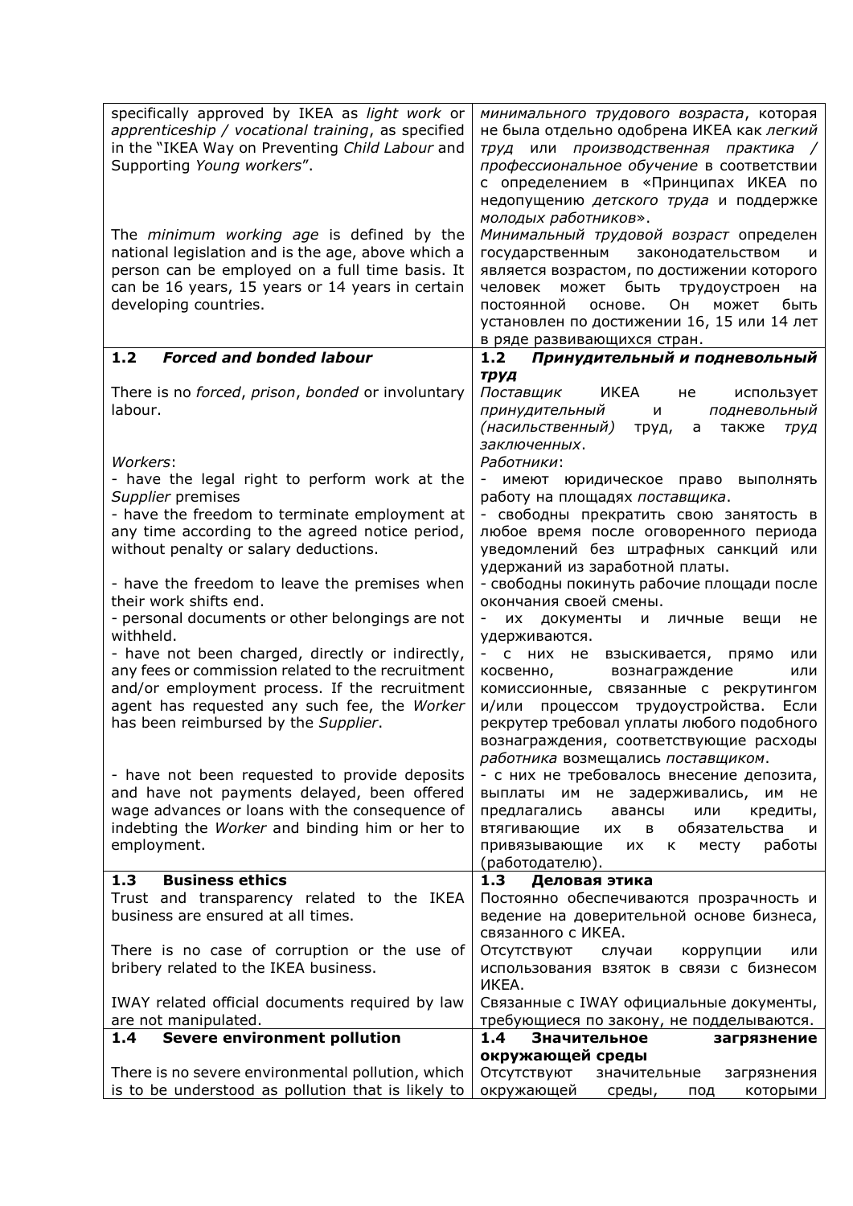| | |
|---|---|
| specifically approved by IKEA as *light work* or *apprenticeship / vocational training*, as specified in the "IKEA Way on Preventing *Child Labour* and Supporting *Young workers*". | *минимального трудового возраста*, которая не была отдельно одобрена ИКЕА как *легкий труд* или *производственная практика / профессиональное обучение* в соответствии с определением в «Принципах ИКЕА по недопущению *детского труда* и поддержке *молодых работников*». |
| The *minimum working age* is defined by the national legislation and is the age, above which a person can be employed on a full time basis. It can be 16 years, 15 years or 14 years in certain developing countries. | *Минимальный трудовой возраст* определен государственным законодательством и является возрастом, по достижении которого человек может быть трудоустроен на постоянной основе. Он может быть установлен по достижении 16, 15 или 14 лет в ряде развивающихся стран. |
| **1.2 *Forced and bonded labour*** | **1.2 *Принудительный и подневольный труд*** |
| There is no *forced*, *prison*, *bonded* or involuntary labour. | *Поставщик* ИКЕА не использует *принудительный* и *подневольный (насильственный)* труд, а также *труд заключенных*. |
| *Workers*:<br>- have the legal right to perform work at the *Supplier* premises<br>- have the freedom to terminate employment at any time according to the agreed notice period, without penalty or salary deductions. | *Работники*:<br>- имеют юридическое право выполнять работу на площадях *поставщика*.<br>- свободны прекратить свою занятость в любое время после оговоренного периода уведомлений без штрафных санкций или удержаний из заработной платы. |
| - have the freedom to leave the premises when their work shifts end.<br>- personal documents or other belongings are not withheld.<br>- have not been charged, directly or indirectly, any fees or commission related to the recruitment and/or employment process. If the recruitment agent has requested any such fee, the *Worker* has been reimbursed by the *Supplier*. | - свободны покинуть рабочие площади после окончания своей смены.<br>- их документы и личные вещи не удерживаются.<br>- с них не взыскивается, прямо или косвенно, вознаграждение или комиссионные, связанные с рекрутингом и/или процессом трудоустройства. Если рекрутер требовал уплаты любого подобного вознаграждения, соответствующие расходы *работника* возмещались *поставщиком*. |
| - have not been requested to provide deposits and have not payments delayed, been offered wage advances or loans with the consequence of indebting the *Worker* and binding him or her to employment. | - с них не требовалось внесение депозита, выплаты им не задерживались, им не предлагались авансы или кредиты, втягивающие их в обязательства и привязывающие их к месту работы (работодателю). |
| **1.3 Business ethics**<br>Trust and transparency related to the IKEA business are ensured at all times.<br><br>There is no case of corruption or the use of bribery related to the IKEA business.<br><br>IWAY related official documents required by law are not manipulated. | **1.3 Деловая этика**<br>Постоянно обеспечиваются прозрачность и ведение на доверительной основе бизнеса, связанного с ИКЕА.<br><br>Отсутствуют случаи коррупции или использования взяток в связи с бизнесом ИКЕА.<br><br>Связанные с IWAY официальные документы, требующиеся по закону, не подделываются. |
| **1.4 Severe environment pollution**<br><br>There is no severe environmental pollution, which is to be understood as pollution that is likely to | **1.4 Значительное загрязнение окружающей среды**<br><br>Отсутствуют значительные загрязнения окружающей среды, под которыми |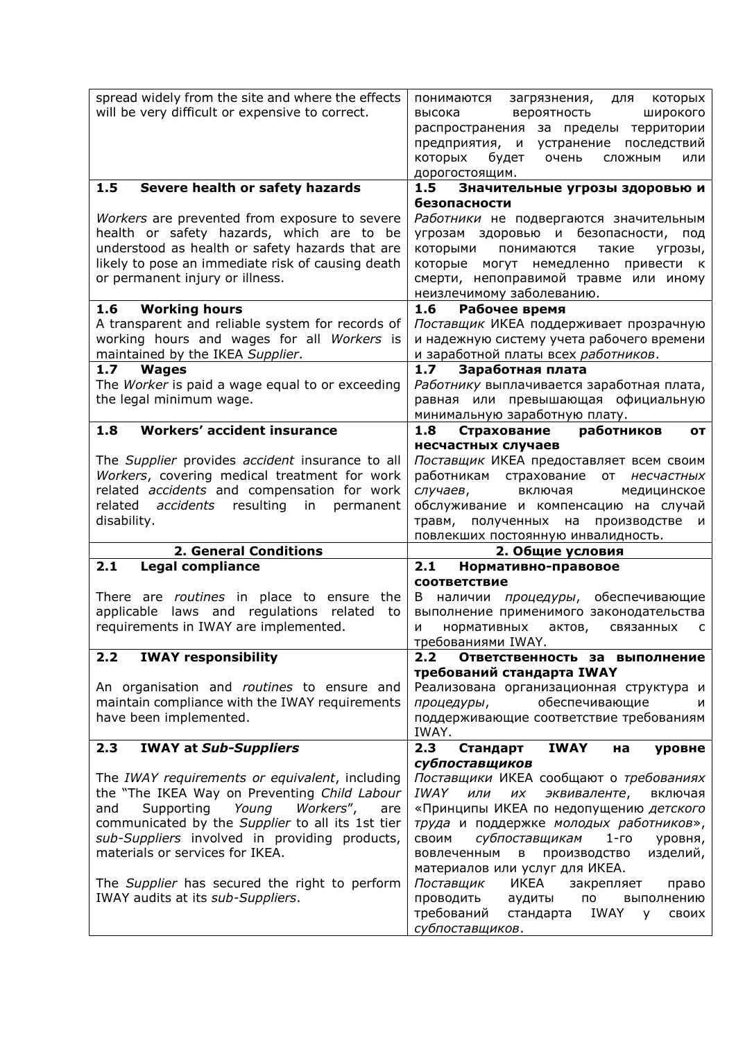| | |
|---|---|
| spread widely from the site and where the effects will be very difficult or expensive to correct. | понимаются загрязнения, для которых высока вероятность широкого распространения за пределы территории предприятия, и устранение последствий которых будет очень сложным или дорогостоящим. |
| **1.5 Severe health or safety hazards**<br><br>*Workers* are prevented from exposure to severe health or safety hazards, which are to be understood as health or safety hazards that are likely to pose an immediate risk of causing death or permanent injury or illness. | **1.5 Значительные угрозы здоровью и безопасности**<br>*Работники* не подвергаются значительным угрозам здоровью и безопасности, под которыми понимаются такие угрозы, которые могут немедленно привести к смерти, непоправимой травме или иному неизлечимому заболеванию. |
| **1.6 Working hours**<br>A transparent and reliable system for records of working hours and wages for all *Workers* is maintained by the IKEA *Supplier*. | **1.6 Рабочее время**<br>*Поставщик* ИКЕА поддерживает прозрачную и надежную систему учета рабочего времени и заработной платы всех *работников*. |
| **1.7 Wages**<br>The *Worker* is paid a wage equal to or exceeding the legal minimum wage. | **1.7 Заработная плата**<br>*Работнику* выплачивается заработная плата, равная или превышающая официальную минимальную заработную плату. |
| **1.8 Workers' accident insurance**<br><br>The *Supplier* provides *accident* insurance to all *Workers*, covering medical treatment for work related *accidents* and compensation for work related *accidents* resulting in permanent disability. | **1.8 Страхование работников от несчастных случаев**<br>*Поставщик* ИКЕА предоставляет всем своим работникам страхование от *несчастных случаев*, включая медицинское обслуживание и компенсацию на случай травм, полученных на производстве и повлекших постоянную инвалидность. |
| **2. General Conditions** | **2. Общие условия** |
| **2.1 Legal compliance**<br><br>There are *routines* in place to ensure the applicable laws and regulations related to requirements in IWAY are implemented. | **2.1 Нормативно-правовое соответствие**<br>В наличии *процедуры*, обеспечивающие выполнение применимого законодательства и нормативных актов, связанных с требованиями IWAY. |
| **2.2 IWAY responsibility**<br><br>An organisation and *routines* to ensure and maintain compliance with the IWAY requirements have been implemented. | **2.2 Ответственность за выполнение требований стандарта IWAY**<br>Реализована организационная структура и *процедуры*, обеспечивающие и поддерживающие соответствие требованиям IWAY. |
| **2.3 IWAY at *Sub-Suppliers***<br><br>The *IWAY requirements or equivalent*, including the "The IKEA Way on Preventing *Child Labour* and Supporting *Young Workers*", are communicated by the *Supplier* to all its 1st tier *sub-Suppliers* involved in providing products, materials or services for IKEA.<br><br>The *Supplier* has secured the right to perform IWAY audits at its *sub-Suppliers*. | **2.3 Стандарт IWAY на уровне *субпоставщиков***<br>*Поставщики* ИКЕА сообщают о *требованиях IWAY или их эквиваленте*, включая «Принципы ИКЕА по недопущению *детского труда* и поддержке *молодых работников*», своим *субпоставщикам* 1-го уровня, вовлеченным в производство изделий, материалов или услуг для ИКЕА.<br>*Поставщик* ИКЕА закрепляет право проводить аудиты по выполнению требований стандарта IWAY у своих *субпоставщиков*. |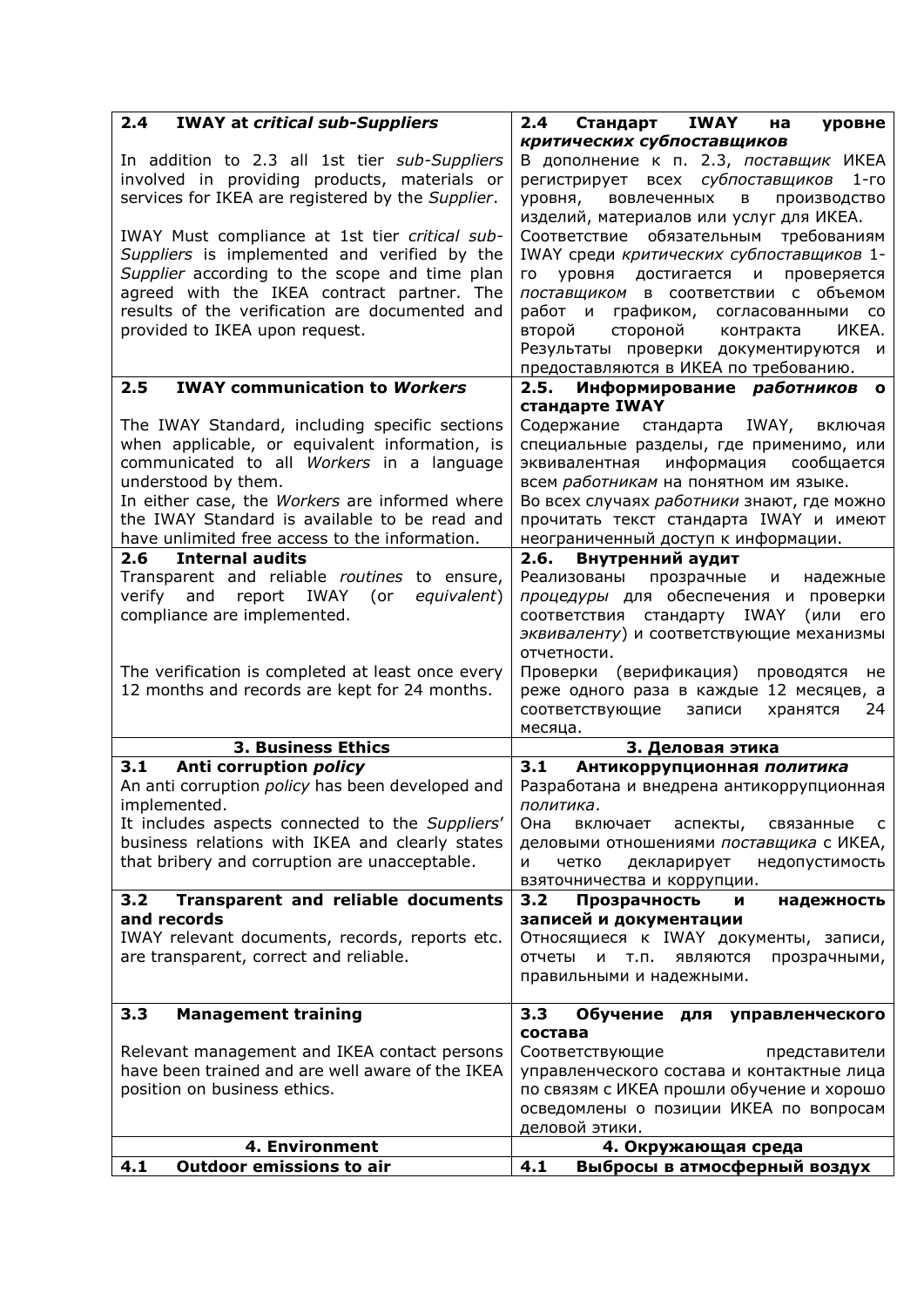| **2.4 IWAY at *critical sub-Suppliers*** | **2.4 Стандарт IWAY на уровне *критических субпоставщиков*** |
|---|---|
| In addition to 2.3 all 1st tier *sub-Suppliers* involved in providing products, materials or services for IKEA are registered by the *Supplier*.<br><br>IWAY Must compliance at 1st tier *critical sub-Suppliers* is implemented and verified by the *Supplier* according to the scope and time plan agreed with the IKEA contract partner. The results of the verification are documented and provided to IKEA upon request. | В дополнение к п. 2.3, *поставщик* ИКЕА регистрирует всех *субпоставщиков* 1-го уровня, вовлеченных в производство изделий, материалов или услуг для ИКЕА.<br>Соответствие обязательным требованиям IWAY среди *критических субпоставщиков* 1-го уровня достигается и проверяется *поставщиком* в соответствии с объемом работ и графиком, согласованными со второй стороной контракта ИКЕА. Результаты проверки документируются и предоставляются в ИКЕА по требованию. |
| **2.5 IWAY communication to *Workers*** | **2.5. Информирование *работников* о стандарте IWAY** |
| The IWAY Standard, including specific sections when applicable, or equivalent information, is communicated to all *Workers* in a language understood by them.<br>In either case, the *Workers* are informed where the IWAY Standard is available to be read and have unlimited free access to the information. | Содержание стандарта IWAY, включая специальные разделы, где применимо, или эквивалентная информация сообщается всем *работникам* на понятном им языке.<br>Во всех случаях *работники* знают, где можно прочитать текст стандарта IWAY и имеют неограниченный доступ к информации. |
| **2.6 Internal audits** | **2.6. Внутренний аудит** |
| Transparent and reliable *routines* to ensure, verify and report IWAY (or *equivalent*) compliance are implemented.<br><br>The verification is completed at least once every 12 months and records are kept for 24 months. | Реализованы прозрачные и надежные *процедуры* для обеспечения и проверки соответствия стандарту IWAY (или его *эквиваленту*) и соответствующие механизмы отчетности.<br>Проверки (верификация) проводятся не реже одного раза в каждые 12 месяцев, а соответствующие записи хранятся 24 месяца. |
| **3. Business Ethics** | **3. Деловая этика** |
| **3.1 Anti corruption *policy*** | **3.1 Антикоррупционная *политика*** |
| An anti corruption *policy* has been developed and implemented.<br>It includes aspects connected to the *Suppliers*' business relations with IKEA and clearly states that bribery and corruption are unacceptable. | Разработана и внедрена антикоррупционная *политика*.<br>Она включает аспекты, связанные с деловыми отношениями *поставщика* с ИКЕА, и четко декларирует недопустимость взяточничества и коррупции. |
| **3.2 Transparent and reliable documents and records** | **3.2 Прозрачность и надежность записей и документации** |
| IWAY relevant documents, records, reports etc. are transparent, correct and reliable. | Относящиеся к IWAY документы, записи, отчеты и т.п. являются прозрачными, правильными и надежными. |
| **3.3 Management training** | **3.3 Обучение для управленческого состава** |
| Relevant management and IKEA contact persons have been trained and are well aware of the IKEA position on business ethics. | Соответствующие представители управленческого состава и контактные лица по связям с ИКЕА прошли обучение и хорошо осведомлены о позиции ИКЕА по вопросам деловой этики. |
| **4. Environment** | **4. Окружающая среда** |
| **4.1 Outdoor emissions to air** | **4.1 Выбросы в атмосферный воздух** |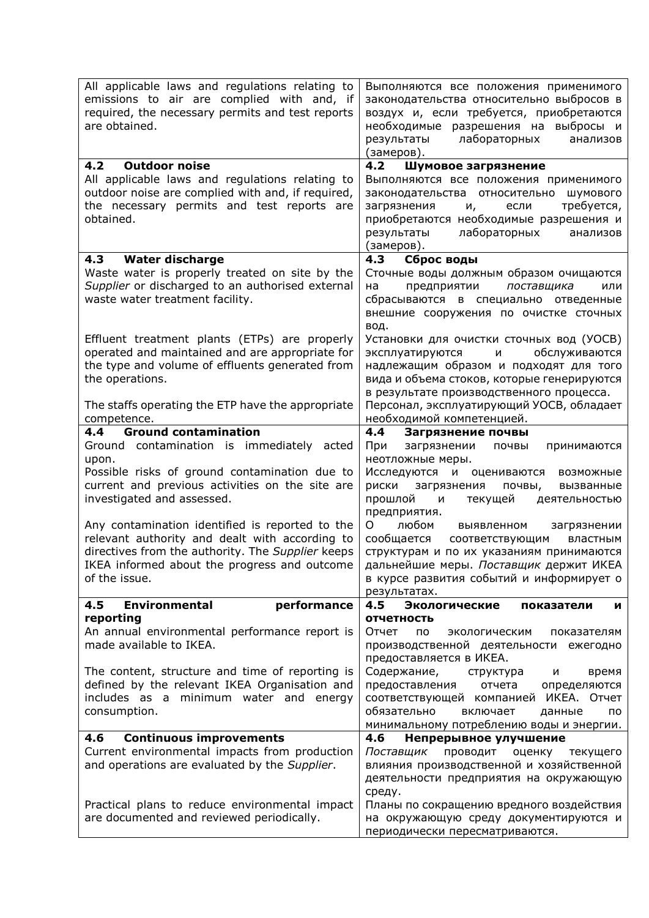| | |
|---|---|
| All applicable laws and regulations relating to emissions to air are complied with and, if required, the necessary permits and test reports are obtained. | Выполняются все положения применимого законодательства относительно выбросов в воздух и, если требуется, приобретаются необходимые разрешения на выбросы и результаты лабораторных анализов (замеров). |
| **4.2 Outdoor noise**<br>All applicable laws and regulations relating to outdoor noise are complied with and, if required, the necessary permits and test reports are obtained. | **4.2 Шумовое загрязнение**<br>Выполняются все положения применимого законодательства относительно шумового загрязнения и, если требуется, приобретаются необходимые разрешения и результаты лабораторных анализов (замеров). |
| **4.3 Water discharge**<br>Waste water is properly treated on site by the *Supplier* or discharged to an authorised external waste water treatment facility.<br><br>Effluent treatment plants (ETPs) are properly operated and maintained and are appropriate for the type and volume of effluents generated from the operations.<br><br>The staffs operating the ETP have the appropriate competence. | **4.3 Сброс воды**<br>Сточные воды должным образом очищаются на предприятии *поставщика* или сбрасываются в специально отведенные внешние сооружения по очистке сточных вод.<br><br>Установки для очистки сточных вод (УОСВ) эксплуатируются и обслуживаются надлежащим образом и подходят для того вида и объема стоков, которые генерируются в результате производственного процесса.<br><br>Персонал, эксплуатирующий УОСВ, обладает необходимой компетенцией. |
| **4.4 Ground contamination**<br>Ground contamination is immediately acted upon.<br>Possible risks of ground contamination due to current and previous activities on the site are investigated and assessed.<br><br>Any contamination identified is reported to the relevant authority and dealt with according to directives from the authority. The *Supplier* keeps IKEA informed about the progress and outcome of the issue. | **4.4 Загрязнение почвы**<br>При загрязнении почвы принимаются неотложные меры.<br>Исследуются и оцениваются возможные риски загрязнения почвы, вызванные прошлой и текущей деятельностью предприятия.<br><br>О любом выявленном загрязнении сообщается соответствующим властным структурам и по их указаниям принимаются дальнейшие меры. *Поставщик* держит ИКЕА в курсе развития событий и информирует о результатах. |
| **4.5 Environmental performance reporting**<br>An annual environmental performance report is made available to IKEA.<br><br>The content, structure and time of reporting is defined by the relevant IKEA Organisation and includes as a minimum water and energy consumption. | **4.5 Экологические показатели и отчетность**<br>Отчет по экологическим показателям производственной деятельности ежегодно предоставляется в ИКЕА.<br><br>Содержание, структура и время предоставления отчета определяются соответствующей компанией ИКЕА. Отчет обязательно включает данные по минимальному потреблению воды и энергии. |
| **4.6 Continuous improvements**<br>Current environmental impacts from production and operations are evaluated by the *Supplier*.<br><br>Practical plans to reduce environmental impact are documented and reviewed periodically. | **4.6 Непрерывное улучшение**<br>*Поставщик* проводит оценку текущего влияния производственной и хозяйственной деятельности предприятия на окружающую среду.<br><br>Планы по сокращению вредного воздействия на окружающую среду документируются и периодически пересматриваются. |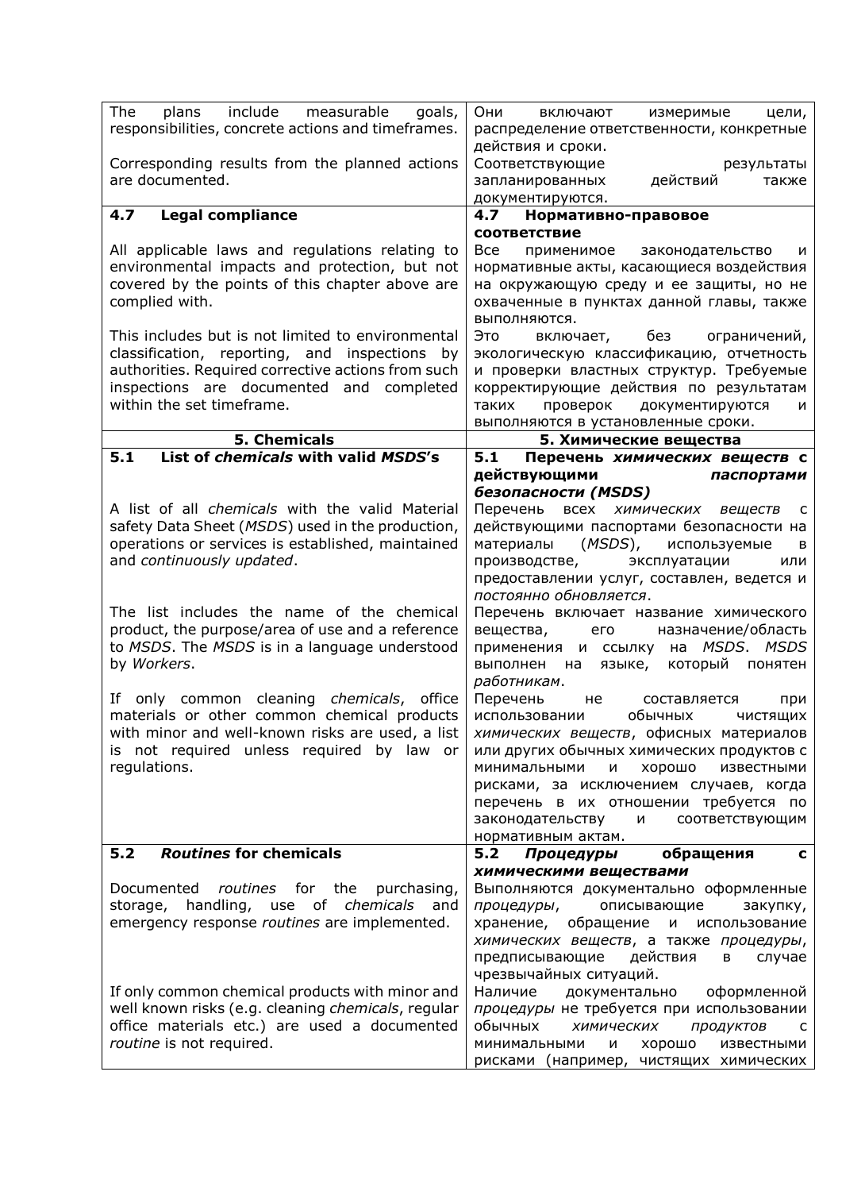| The plans include measurable goals, responsibilities, concrete actions and timeframes.<br><br>Corresponding results from the planned actions are documented. | Они включают измеримые цели, распределение ответственности, конкретные действия и сроки.<br>Соответствующие результаты запланированных действий также документируются. |
|---|---|
| **4.7 Legal compliance**<br><br>All applicable laws and regulations relating to environmental impacts and protection, but not covered by the points of this chapter above are complied with.<br><br>This includes but is not limited to environmental classification, reporting, and inspections by authorities. Required corrective actions from such inspections are documented and completed within the set timeframe. | **4.7 Нормативно-правовое соответствие**<br>Все применимое законодательство и нормативные акты, касающиеся воздействия на окружающую среду и ее защиты, но не охваченные в пунктах данной главы, также выполняются.<br>Это включает, без ограничений, экологическую классификацию, отчетность и проверки властных структур. Требуемые корректирующие действия по результатам таких проверок документируются и выполняются в установленные сроки. |
| **5. Chemicals** | **5. Химические вещества** |
| **5.1 List of *chemicals* with valid *MSDS*'s**<br><br>A list of all *chemicals* with the valid Material safety Data Sheet (*MSDS*) used in the production, operations or services is established, maintained and *continuously updated*.<br><br>The list includes the name of the chemical product, the purpose/area of use and a reference to *MSDS*. The *MSDS* is in a language understood by *Workers*.<br><br>If only common cleaning *chemicals*, office materials or other common chemical products with minor and well-known risks are used, a list is not required unless required by law or regulations. | **5.1 Перечень *химических веществ* с действующими *паспортами безопасности (MSDS)***<br>Перечень всех *химических веществ* с действующими паспортами безопасности на материалы (*MSDS*), используемые в производстве, эксплуатации или предоставлении услуг, составлен, ведется и *постоянно обновляется*.<br>Перечень включает название химического вещества, его назначение/область применения и ссылку на *MSDS*. *MSDS* выполнен на языке, который понятен *работникам*.<br>Перечень не составляется при использовании обычных чистящих *химических веществ*, офисных материалов или других обычных химических продуктов с минимальными и хорошо известными рисками, за исключением случаев, когда перечень в их отношении требуется по законодательству и соответствующим нормативным актам. |
| **5.2 *Routines* for chemicals**<br><br>Documented *routines* for the purchasing, storage, handling, use of *chemicals* and emergency response *routines* are implemented.<br><br>If only common chemical products with minor and well known risks (e.g. cleaning *chemicals*, regular office materials etc.) are used a documented *routine* is not required. | **5.2 *Процедуры* обращения с *химическими веществами***<br>Выполняются документально оформленные *процедуры*, описывающие закупку, хранение, обращение и использование *химических веществ*, а также *процедуры*, предписывающие действия в случае чрезвычайных ситуаций.<br>Наличие документально оформленной *процедуры* не требуется при использовании обычных *химических продуктов* с минимальными и хорошо известными рисками (например, чистящих химических |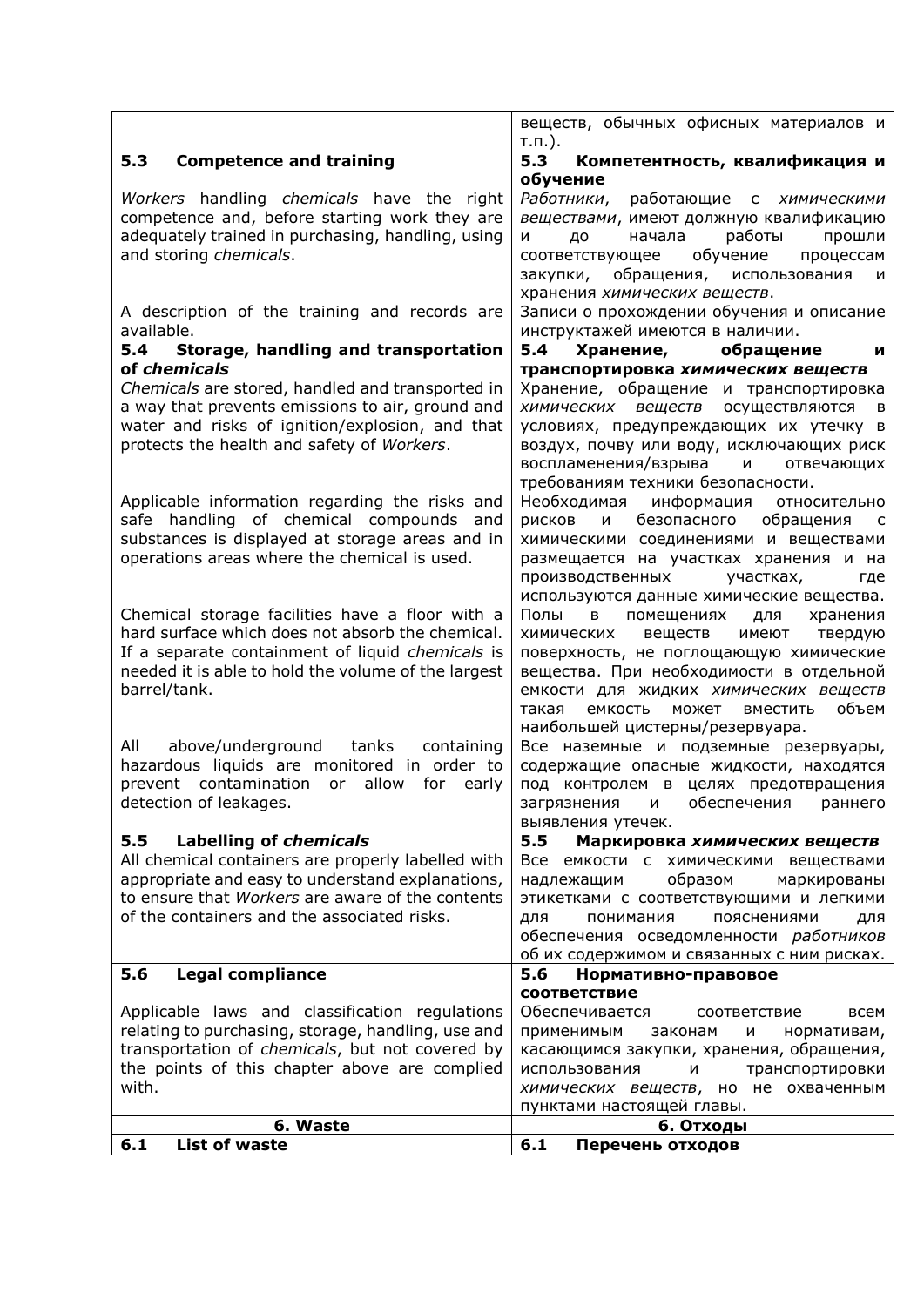| | |
|---|---|
| | веществ, обычных офисных материалов и т.п.). |
| **5.3 Competence and training** | **5.3 Компетентность, квалификация и обучение** |
| *Workers* handling *chemicals* have the right competence and, before starting work they are adequately trained in purchasing, handling, using and storing *chemicals*. | *Работники*, работающие с *химическими веществами*, имеют должную квалификацию и до начала работы прошли соответствующее обучение процессам закупки, обращения, использования и хранения *химических веществ*. |
| A description of the training and records are available. | Записи о прохождении обучения и описание инструктажей имеются в наличии. |
| **5.4 Storage, handling and transportation of *chemicals*** | **5.4 Хранение, обращение и транспортировка *химических веществ*** |
| *Chemicals* are stored, handled and transported in a way that prevents emissions to air, ground and water and risks of ignition/explosion, and that protects the health and safety of *Workers*. | Хранение, обращение и транспортировка *химических веществ* осуществляются в условиях, предупреждающих их утечку в воздух, почву или воду, исключающих риск воспламенения/взрыва и отвечающих требованиям техники безопасности. |
| Applicable information regarding the risks and safe handling of chemical compounds and substances is displayed at storage areas and in operations areas where the chemical is used. | Необходимая информация относительно рисков и безопасного обращения с химическими соединениями и веществами размещается на участках хранения и на производственных участках, где используются данные химические вещества. |
| Chemical storage facilities have a floor with a hard surface which does not absorb the chemical. If a separate containment of liquid *chemicals* is needed it is able to hold the volume of the largest barrel/tank. | Полы в помещениях для хранения химических веществ имеют твердую поверхность, не поглощающую химические вещества. При необходимости в отдельной емкости для жидких *химических веществ* такая емкость может вместить объем наибольшей цистерны/резервуара. |
| All above/underground tanks containing hazardous liquids are monitored in order to prevent contamination or allow for early detection of leakages. | Все наземные и подземные резервуары, содержащие опасные жидкости, находятся под контролем в целях предотвращения загрязнения и обеспечения раннего выявления утечек. |
| **5.5 Labelling of *chemicals*** | **5.5 Маркировка *химических веществ*** |
| All chemical containers are properly labelled with appropriate and easy to understand explanations, to ensure that *Workers* are aware of the contents of the containers and the associated risks. | Все емкости с химическими веществами надлежащим образом маркированы этикетками с соответствующими и легкими для понимания пояснениями для обеспечения осведомленности *работников* об их содержимом и связанных с ним рисках. |
| **5.6 Legal compliance** | **5.6 Нормативно-правовое соответствие** |
| Applicable laws and classification regulations relating to purchasing, storage, handling, use and transportation of *chemicals*, but not covered by the points of this chapter above are complied with. | Обеспечивается соответствие всем применимым законам и нормативам, касающимся закупки, хранения, обращения, использования и транспортировки *химических веществ*, но не охваченным пунктами настоящей главы. |
| **6. Waste** | **6. Отходы** |
| **6.1 List of waste** | **6.1 Перечень отходов** |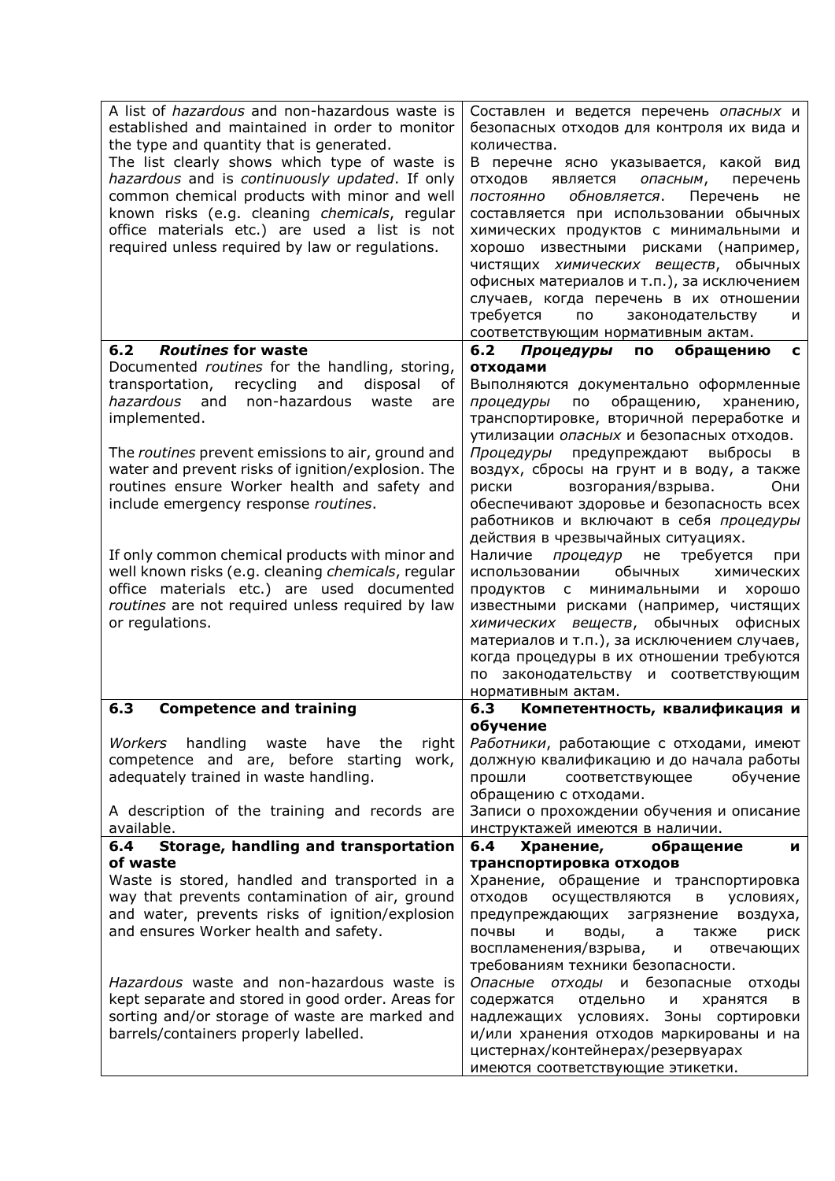| A list of *hazardous* and non-hazardous waste is established and maintained in order to monitor the type and quantity that is generated.<br>The list clearly shows which type of waste is *hazardous* and is *continuously updated*. If only common chemical products with minor and well known risks (e.g. cleaning *chemicals*, regular office materials etc.) are used a list is not required unless required by law or regulations. | Составлен и ведется перечень *опасных* и безопасных отходов для контроля их вида и количества.<br>В перечне ясно указывается, какой вид отходов является *опасным*, перечень *постоянно обновляется*. Перечень не составляется при использовании обычных химических продуктов с минимальными и хорошо известными рисками (например, чистящих *химических веществ*, обычных офисных материалов и т.п.), за исключением случаев, когда перечень в их отношении требуется по законодательству и соответствующим нормативным актам. |
|---|---|
| **6.2 *Routines* for waste**<br>Documented *routines* for the handling, storing, transportation, recycling and disposal of *hazardous* and non-hazardous waste are implemented.<br><br>The *routines* prevent emissions to air, ground and water and prevent risks of ignition/explosion. The routines ensure Worker health and safety and include emergency response *routines*.<br><br>If only common chemical products with minor and well known risks (e.g. cleaning *chemicals*, regular office materials etc.) are used documented *routines* are not required unless required by law or regulations. | **6.2 *Процедуры* по обращению с отходами**<br>Выполняются документально оформленные *процедуры* по обращению, хранению, транспортировке, вторичной переработке и утилизации *опасных* и безопасных отходов.<br>*Процедуры* предупреждают выбросы в воздух, сбросы на грунт и в воду, а также риски возгорания/взрыва. Они обеспечивают здоровье и безопасность всех работников и включают в себя *процедуры* действия в чрезвычайных ситуациях.<br>Наличие *процедур* не требуется при использовании обычных химических продуктов с минимальными и хорошо известными рисками (например, чистящих *химических веществ*, обычных офисных материалов и т.п.), за исключением случаев, когда процедуры в их отношении требуются по законодательству и соответствующим нормативным актам. |
| **6.3 Competence and training**<br><br>*Workers* handling waste have the right competence and are, before starting work, adequately trained in waste handling.<br><br>A description of the training and records are available. | **6.3 Компетентность, квалификация и обучение**<br>*Работники*, работающие с отходами, имеют должную квалификацию и до начала работы прошли соответствующее обучение обращению с отходами.<br>Записи о прохождении обучения и описание инструктажей имеются в наличии. |
| **6.4 Storage, handling and transportation of waste**<br>Waste is stored, handled and transported in a way that prevents contamination of air, ground and water, prevents risks of ignition/explosion and ensures Worker health and safety.<br><br>*Hazardous* waste and non-hazardous waste is kept separate and stored in good order. Areas for sorting and/or storage of waste are marked and barrels/containers properly labelled. | **6.4 Хранение, обращение и транспортировка отходов**<br>Хранение, обращение и транспортировка отходов осуществляются в условиях, предупреждающих загрязнение воздуха, почвы и воды, а также риск воспламенения/взрыва, и отвечающих требованиям техники безопасности.<br>*Опасные отходы* и безопасные отходы содержатся отдельно и хранятся в надлежащих условиях. Зоны сортировки и/или хранения отходов маркированы и на цистернах/контейнерах/резервуарах имеются соответствующие этикетки. |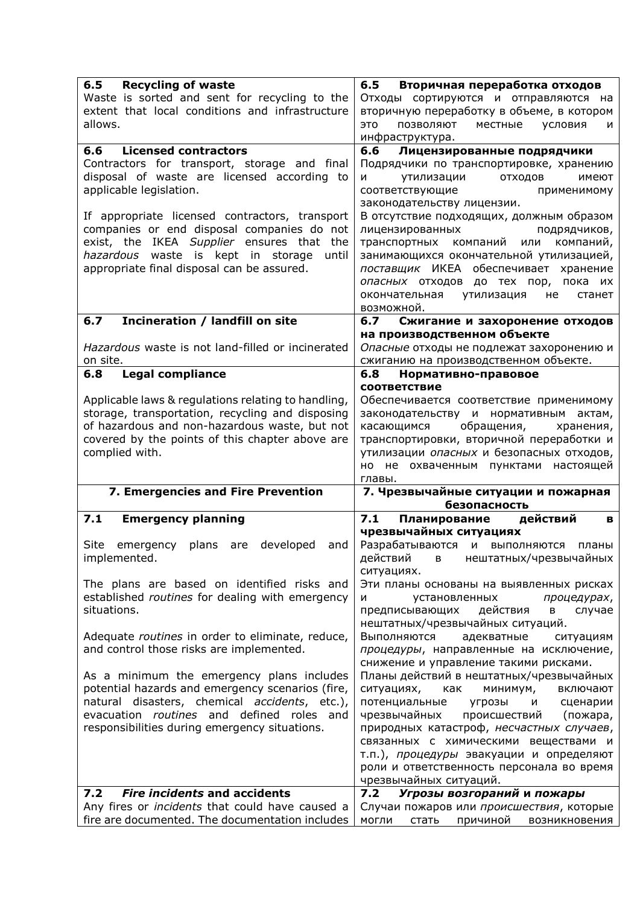| **6.5 Recycling of waste**<br>Waste is sorted and sent for recycling to the extent that local conditions and infrastructure allows. | **6.5 Вторичная переработка отходов**<br>Отходы сортируются и отправляются на вторичную переработку в объеме, в котором это позволяют местные условия и инфраструктура. |
|---|---|
| **6.6 Licensed contractors**<br>Contractors for transport, storage and final disposal of waste are licensed according to applicable legislation.<br><br>If appropriate licensed contractors, transport companies or end disposal companies do not exist, the IKEA *Supplier* ensures that the *hazardous* waste is kept in storage until appropriate final disposal can be assured. | **6.6 Лицензированные подрядчики**<br>Подрядчики по транспортировке, хранению и утилизации отходов имеют соответствующие применимому законодательству лицензии.<br>В отсутствие подходящих, должным образом лицензированных подрядчиков, транспортных компаний или компаний, занимающихся окончательной утилизацией, *поставщик* ИКЕА обеспечивает хранение *опасных* отходов до тех пор, пока их окончательная утилизация не станет возможной. |
| **6.7 Incineration / landfill on site**<br><br>*Hazardous* waste is not land-filled or incinerated on site. | **6.7 Сжигание и захоронение отходов на производственном объекте**<br>*Опасные* отходы не подлежат захоронению и сжиганию на производственном объекте. |
| **6.8 Legal compliance**<br><br>Applicable laws & regulations relating to handling, storage, transportation, recycling and disposing of hazardous and non-hazardous waste, but not covered by the points of this chapter above are complied with. | **6.8 Нормативно-правовое соответствие**<br>Обеспечивается соответствие применимому законодательству и нормативным актам, касающимся обращения, хранения, транспортировки, вторичной переработки и утилизации *опасных* и безопасных отходов, но не охваченным пунктами настоящей главы. |
| **7. Emergencies and Fire Prevention** | **7. Чрезвычайные ситуации и пожарная безопасность** |
| **7.1 Emergency planning**<br><br>Site emergency plans are developed and implemented.<br><br>The plans are based on identified risks and established *routines* for dealing with emergency situations.<br><br>Adequate *routines* in order to eliminate, reduce, and control those risks are implemented.<br><br>As a minimum the emergency plans includes potential hazards and emergency scenarios (fire, natural disasters, chemical *accidents*, etc.), evacuation *routines* and defined roles and responsibilities during emergency situations. | **7.1 Планирование действий в чрезвычайных ситуациях**<br>Разрабатываются и выполняются планы действий в нештатных/чрезвычайных ситуациях.<br>Эти планы основаны на выявленных рисках и установленных *процедурах*, предписывающих действия в случае нештатных/чрезвычайных ситуаций.<br>Выполняются адекватные ситуациям *процедуры*, направленные на исключение, снижение и управление такими рисками.<br>Планы действий в нештатных/чрезвычайных ситуациях, как минимум, включают потенциальные угрозы и сценарии чрезвычайных происшествий (пожара, природных катастроф, *несчастных случаев*, связанных с химическими веществами и т.п.), *процедуры* эвакуации и определяют роли и ответственность персонала во время чрезвычайных ситуаций. |
| **7.2 *Fire incidents* and accidents**<br>Any fires or *incidents* that could have caused a fire are documented. The documentation includes | **7.2 *Угрозы возгораний* и пожары**<br>Случаи пожаров или *происшествия*, которые могли стать причиной возникновения |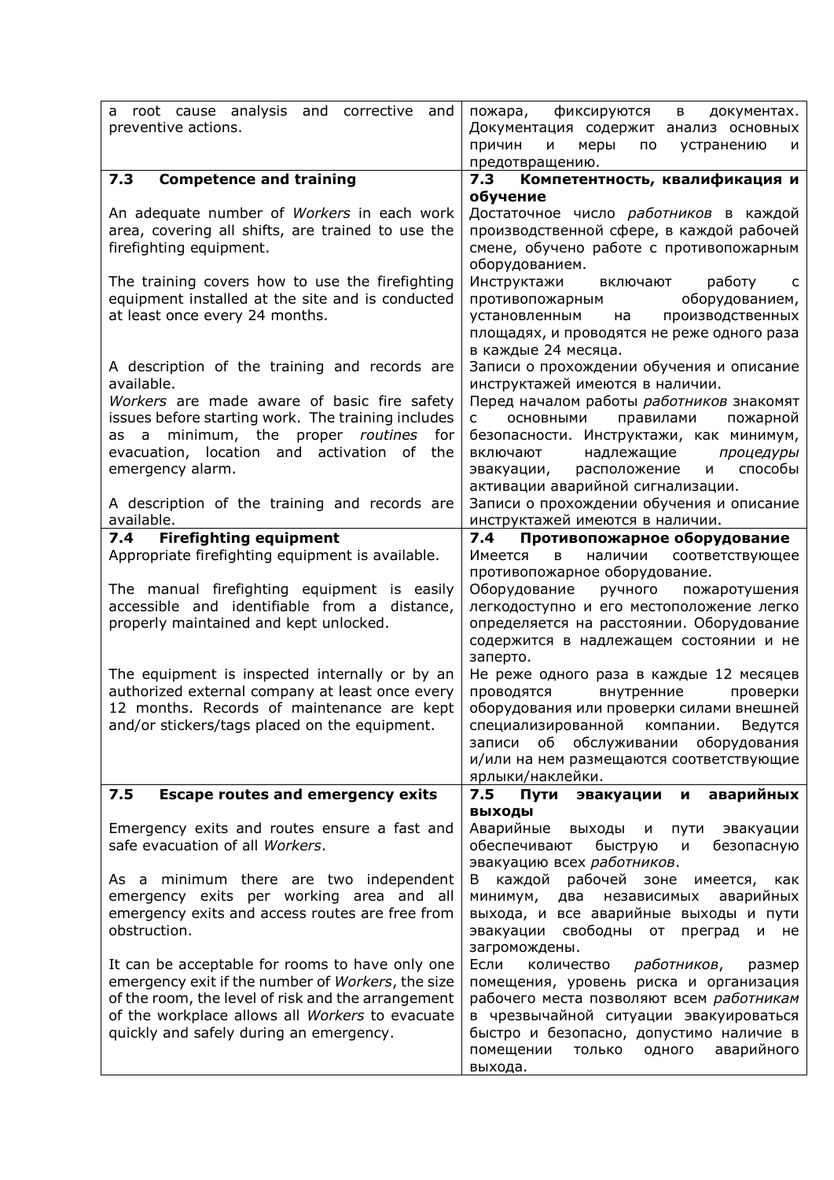| a root cause analysis and corrective and preventive actions. | пожара, фиксируются в документах. Документация содержит анализ основных причин и меры по устранению и предотвращению. |
|---|---|
| **7.3 Competence and training** | **7.3 Компетентность, квалификация и обучение** |
| An adequate number of *Workers* in each work area, covering all shifts, are trained to use the firefighting equipment. | Достаточное число *работников* в каждой производственной сфере, в каждой рабочей смене, обучено работе с противопожарным оборудованием. |
| The training covers how to use the firefighting equipment installed at the site and is conducted at least once every 24 months. | Инструктажи включают работу с противопожарным оборудованием, установленным на производственных площадях, и проводятся не реже одного раза в каждые 24 месяца. |
| A description of the training and records are available. | Записи о прохождении обучения и описание инструктажей имеются в наличии. |
| *Workers* are made aware of basic fire safety issues before starting work. The training includes as a minimum, the proper *routines* for evacuation, location and activation of the emergency alarm. | Перед началом работы *работников* знакомят с основными правилами пожарной безопасности. Инструктажи, как минимум, включают надлежащие *процедуры* эвакуации, расположение и способы активации аварийной сигнализации. |
| A description of the training and records are available. | Записи о прохождении обучения и описание инструктажей имеются в наличии. |
| **7.4 Firefighting equipment** | **7.4 Противопожарное оборудование** |
| Appropriate firefighting equipment is available. | Имеется в наличии соответствующее противопожарное оборудование. |
| The manual firefighting equipment is easily accessible and identifiable from a distance, properly maintained and kept unlocked. | Оборудование ручного пожаротушения легкодоступно и его местоположение легко определяется на расстоянии. Оборудование содержится в надлежащем состоянии и не заперто. |
| The equipment is inspected internally or by an authorized external company at least once every 12 months. Records of maintenance are kept and/or stickers/tags placed on the equipment. | Не реже одного раза в каждые 12 месяцев проводятся внутренние проверки оборудования или проверки силами внешней специализированной компании. Ведутся записи об обслуживании оборудования и/или на нем размещаются соответствующие ярлыки/наклейки. |
| **7.5 Escape routes and emergency exits** | **7.5 Пути эвакуации и аварийных выходы** |
| Emergency exits and routes ensure a fast and safe evacuation of all *Workers*. | Аварийные выходы и пути эвакуации обеспечивают быструю и безопасную эвакуацию всех *работников*. |
| As a minimum there are two independent emergency exits per working area and all emergency exits and access routes are free from obstruction. | В каждой рабочей зоне имеется, как минимум, два независимых аварийных выхода, и все аварийные выходы и пути эвакуации свободны от преград и не загромождены. |
| It can be acceptable for rooms to have only one emergency exit if the number of *Workers*, the size of the room, the level of risk and the arrangement of the workplace allows all *Workers* to evacuate quickly and safely during an emergency. | Если количество *работников*, размер помещения, уровень риска и организация рабочего места позволяют всем *работникам* в чрезвычайной ситуации эвакуироваться быстро и безопасно, допустимо наличие в помещении только одного аварийного выхода. |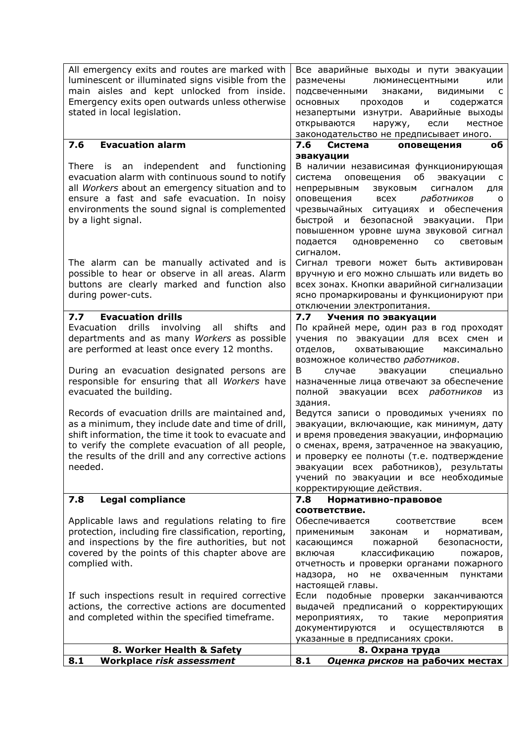| | |
|---|---|
| All emergency exits and routes are marked with luminescent or illuminated signs visible from the main aisles and kept unlocked from inside. Emergency exits open outwards unless otherwise stated in local legislation. | Все аварийные выходы и пути эвакуации размечены люминесцентными или подсвеченными знаками, видимыми с основных проходов и содержатся незапертыми изнутри. Аварийные выходы открываются наружу, если местное законодательство не предписывает иного. |
| **7.6 Evacuation alarm** | **7.6 Система оповещения об эвакуации** |
| There is an independent and functioning evacuation alarm with continuous sound to notify all *Workers* about an emergency situation and to ensure a fast and safe evacuation. In noisy environments the sound signal is complemented by a light signal. | В наличии независимая функционирующая система оповещения об эвакуации с непрерывным звуковым сигналом для оповещения всех *работников* о чрезвычайных ситуациях и обеспечения быстрой и безопасной эвакуации. При повышенном уровне шума звуковой сигнал подается одновременно со световым сигналом. |
| The alarm can be manually activated and is possible to hear or observe in all areas. Alarm buttons are clearly marked and function also during power-cuts. | Сигнал тревоги может быть активирован вручную и его можно слышать или видеть во всех зонах. Кнопки аварийной сигнализации ясно промаркированы и функционируют при отключении электропитания. |
| **7.7 Evacuation drills** | **7.7 Учения по эвакуации** |
| Evacuation drills involving all shifts and departments and as many *Workers* as possible are performed at least once every 12 months. | По крайней мере, один раз в год проходят учения по эвакуации для всех смен и отделов, охватывающие максимально возможное количество *работников*. |
| During an evacuation designated persons are responsible for ensuring that all *Workers* have evacuated the building. | В случае эвакуации специально назначенные лица отвечают за обеспечение полной эвакуации всех *работников* из здания. |
| Records of evacuation drills are maintained and, as a minimum, they include date and time of drill, shift information, the time it took to evacuate and to verify the complete evacuation of all people, the results of the drill and any corrective actions needed. | Ведутся записи о проводимых учениях по эвакуации, включающие, как минимум, дату и время проведения эвакуации, информацию о сменах, время, затраченное на эвакуацию, и проверку ее полноты (т.е. подтверждение эвакуации всех работников), результаты учений по эвакуации и все необходимые корректирующие действия. |
| **7.8 Legal compliance** | **7.8 Нормативно-правовое соответствие.** |
| Applicable laws and regulations relating to fire protection, including fire classification, reporting, and inspections by the fire authorities, but not covered by the points of this chapter above are complied with. | Обеспечивается соответствие всем применимым законам и нормативам, касающимся пожарной безопасности, включая классификацию пожаров, отчетность и проверки органами пожарного надзора, но не охваченным пунктами настоящей главы. |
| If such inspections result in required corrective actions, the corrective actions are documented and completed within the specified timeframe. | Если подобные проверки заканчиваются выдачей предписаний о корректирующих мероприятиях, то такие мероприятия документируются и осуществляются в указанные в предписаниях сроки. |
| **8. Worker Health & Safety** | **8. Охрана труда** |
| **8.1 Workplace *risk assessment*** | **8.1 *Оценка рисков* на рабочих местах** |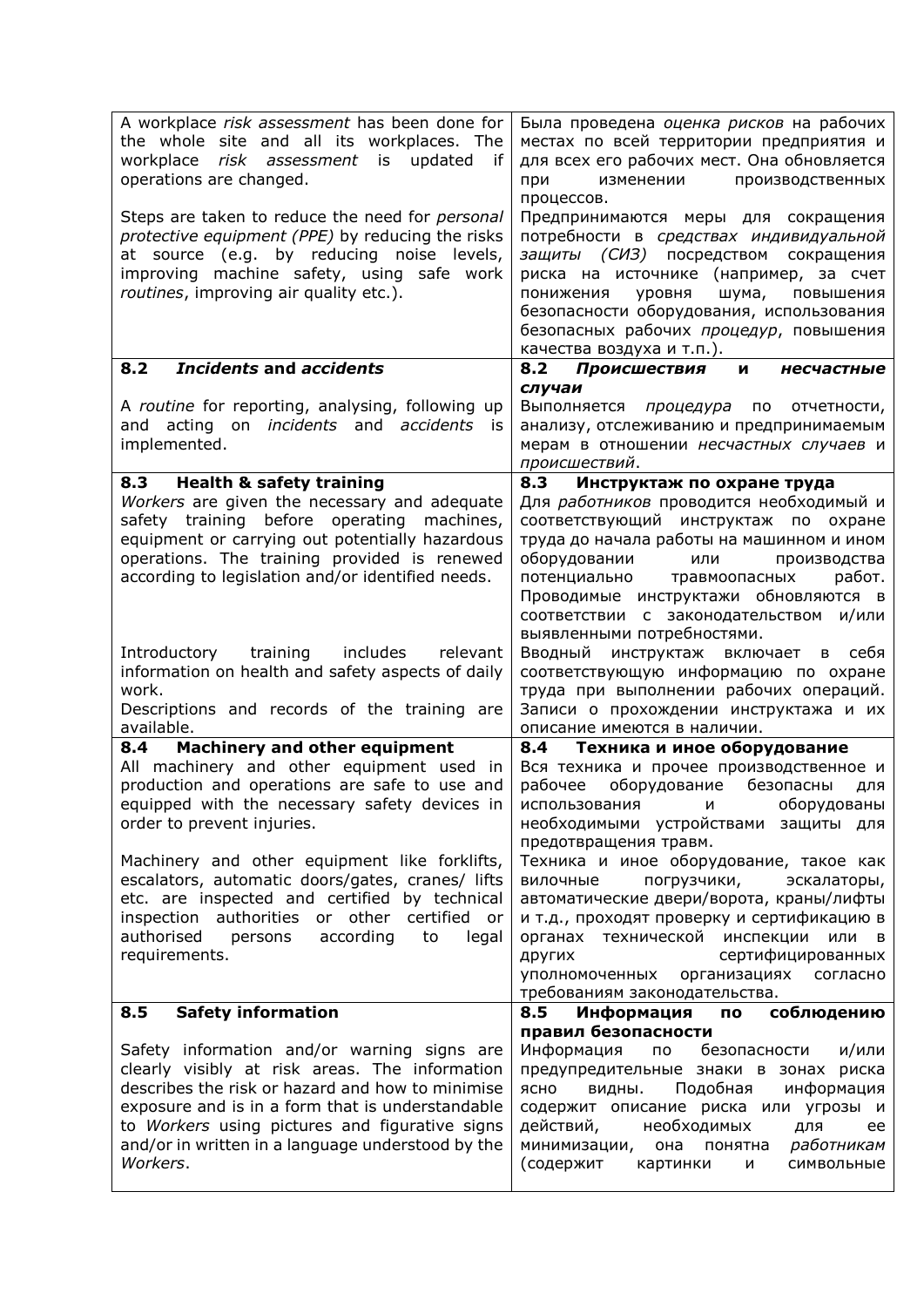| | |
|---|---|
| A workplace *risk assessment* has been done for the whole site and all its workplaces. The workplace *risk assessment* is updated if operations are changed.<br><br>Steps are taken to reduce the need for *personal protective equipment (PPE)* by reducing the risks at source (e.g. by reducing noise levels, improving machine safety, using safe work *routines*, improving air quality etc.). | Была проведена *оценка рисков* на рабочих местах по всей территории предприятия и для всех его рабочих мест. Она обновляется при изменении производственных процессов.<br>Предпринимаются меры для сокращения потребности в *средствах индивидуальной защиты (СИЗ)* посредством сокращения риска на источнике (например, за счет понижения уровня шума, повышения безопасности оборудования, использования безопасных рабочих *процедур*, повышения качества воздуха и т.п.). |
| **8.2 *Incidents* and *accidents***<br><br>A *routine* for reporting, analysing, following up and acting on *incidents* and *accidents* is implemented. | **8.2 *Происшествия* и *несчастные случаи***<br>Выполняется *процедура* по отчетности, анализу, отслеживанию и предпринимаемым мерам в отношении *несчастных случаев* и *происшествий*. |
| **8.3 Health & safety training**<br>*Workers* are given the necessary and adequate safety training before operating machines, equipment or carrying out potentially hazardous operations. The training provided is renewed according to legislation and/or identified needs.<br><br>Introductory training includes relevant information on health and safety aspects of daily work.<br>Descriptions and records of the training are available. | **8.3 Инструктаж по охране труда**<br>Для *работников* проводится необходимый и соответствующий инструктаж по охране труда до начала работы на машинном и ином оборудовании или производства потенциально травмоопасных работ. Проводимые инструктажи обновляются в соответствии с законодательством и/или выявленными потребностями.<br>Вводный инструктаж включает в себя соответствующую информацию по охране труда при выполнении рабочих операций. Записи о прохождении инструктажа и их описание имеются в наличии. |
| **8.4 Machinery and other equipment**<br>All machinery and other equipment used in production and operations are safe to use and equipped with the necessary safety devices in order to prevent injuries.<br><br>Machinery and other equipment like forklifts, escalators, automatic doors/gates, cranes/ lifts etc. are inspected and certified by technical inspection authorities or other certified or authorised persons according to legal requirements. | **8.4 Техника и иное оборудование**<br>Вся техника и прочее производственное и рабочее оборудование безопасны для использования и оборудованы необходимыми устройствами защиты для предотвращения травм.<br>Техника и иное оборудование, такое как вилочные погрузчики, эскалаторы, автоматические двери/ворота, краны/лифты и т.д., проходят проверку и сертификацию в органах технической инспекции или в других сертифицированных уполномоченных организациях согласно требованиям законодательства. |
| **8.5 Safety information**<br><br>Safety information and/or warning signs are clearly visibly at risk areas. The information describes the risk or hazard and how to minimise exposure and is in a form that is understandable to *Workers* using pictures and figurative signs and/or in written in a language understood by the *Workers*. | **8.5 Информация по соблюдению правил безопасности**<br>Информация по безопасности и/или предупредительные знаки в зонах риска ясно видны. Подобная информация содержит описание риска или угрозы и действий, необходимых для ее минимизации, она понятна *работникам* (содержит картинки и символьные |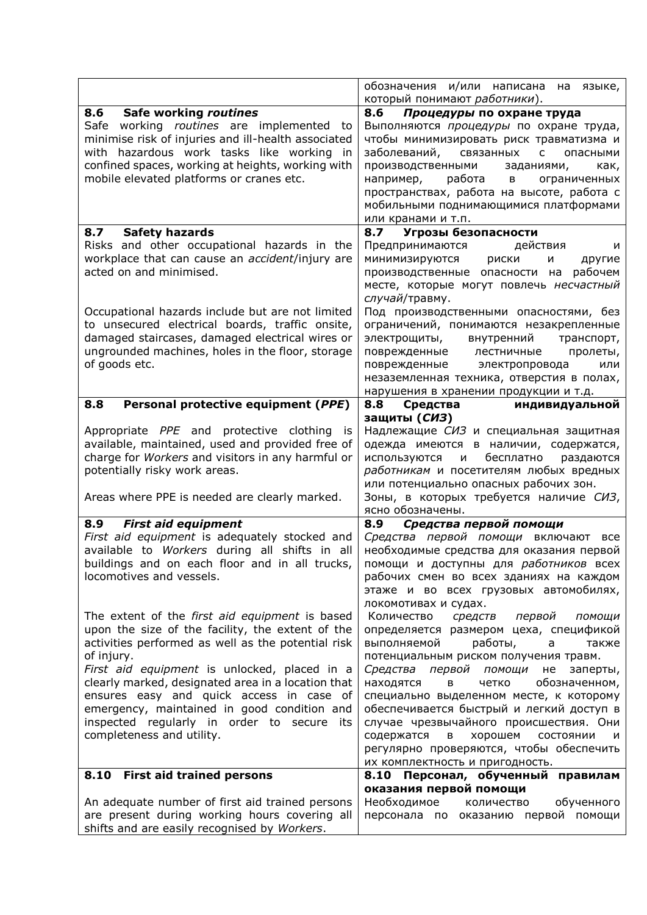| | |
|---|---|
| | обозначения и/или написана на языке, который понимают *работники*). |
| **8.6 Safe working *routines***<br>Safe working *routines* are implemented to minimise risk of injuries and ill-health associated with hazardous work tasks like working in confined spaces, working at heights, working with mobile elevated platforms or cranes etc. | **8.6 *Процедуры* по охране труда**<br>Выполняются *процедуры* по охране труда, чтобы минимизировать риск травматизма и заболеваний, связанных с опасными производственными заданиями, как, например, работа в ограниченных пространствах, работа на высоте, работа с мобильными поднимающимися платформами или кранами и т.п. |
| **8.7 Safety hazards**<br>Risks and other occupational hazards in the workplace that can cause an *accident*/injury are acted on and minimised.<br><br>Occupational hazards include but are not limited to unsecured electrical boards, traffic onsite, damaged staircases, damaged electrical wires or ungrounded machines, holes in the floor, storage of goods etc. | **8.7 Угрозы безопасности**<br>Предпринимаются действия и минимизируются риски и другие производственные опасности на рабочем месте, которые могут повлечь *несчастный случай*/травму.<br>Под производственными опасностями, без ограничений, понимаются незакрепленные электрощиты, внутренний транспорт, поврежденные лестничные пролеты, поврежденные электропровода или незаземленная техника, отверстия в полах, нарушения в хранении продукции и т.д. |
| **8.8 Personal protective equipment (*PPE*)**<br><br>Appropriate *PPE* and protective clothing is available, maintained, used and provided free of charge for *Workers* and visitors in any harmful or potentially risky work areas.<br><br>Areas where PPE is needed are clearly marked. | **8.8 Средства индивидуальной защиты (*СИЗ*)**<br>Надлежащие *СИЗ* и специальная защитная одежда имеются в наличии, содержатся, используются и бесплатно раздаются *работникам* и посетителям любых вредных или потенциально опасных рабочих зон.<br>Зоны, в которых требуется наличие *СИЗ*, ясно обозначены. |
| **8.9 *First aid equipment***<br>*First aid equipment* is adequately stocked and available to *Workers* during all shifts in all buildings and on each floor and in all trucks, locomotives and vessels.<br><br>The extent of the *first aid equipment* is based upon the size of the facility, the extent of the activities performed as well as the potential risk of injury.<br>*First aid equipment* is unlocked, placed in a clearly marked, designated area in a location that ensures easy and quick access in case of emergency, maintained in good condition and inspected regularly in order to secure its completeness and utility. | ***8.9 Средства первой помощи***<br>*Средства первой помощи* включают все необходимые средства для оказания первой помощи и доступны для *работников* всех рабочих смен во всех зданиях на каждом этаже и во всех грузовых автомобилях, локомотивах и судах.<br>Количество *средств первой помощи* определяется размером цеха, спецификой выполняемой работы, а также потенциальным риском получения травм.<br>*Средства первой помощи* не заперты, находятся в четко обозначенном, специально выделенном месте, к которому обеспечивается быстрый и легкий доступ в случае чрезвычайного происшествия. Они содержатся в хорошем состоянии и регулярно проверяются, чтобы обеспечить их комплектность и пригодность. |
| **8.10 First aid trained persons**<br><br>An adequate number of first aid trained persons are present during working hours covering all shifts and are easily recognised by *Workers*. | **8.10 Персонал, обученный правилам оказания первой помощи**<br>Необходимое количество обученного персонала по оказанию первой помощи |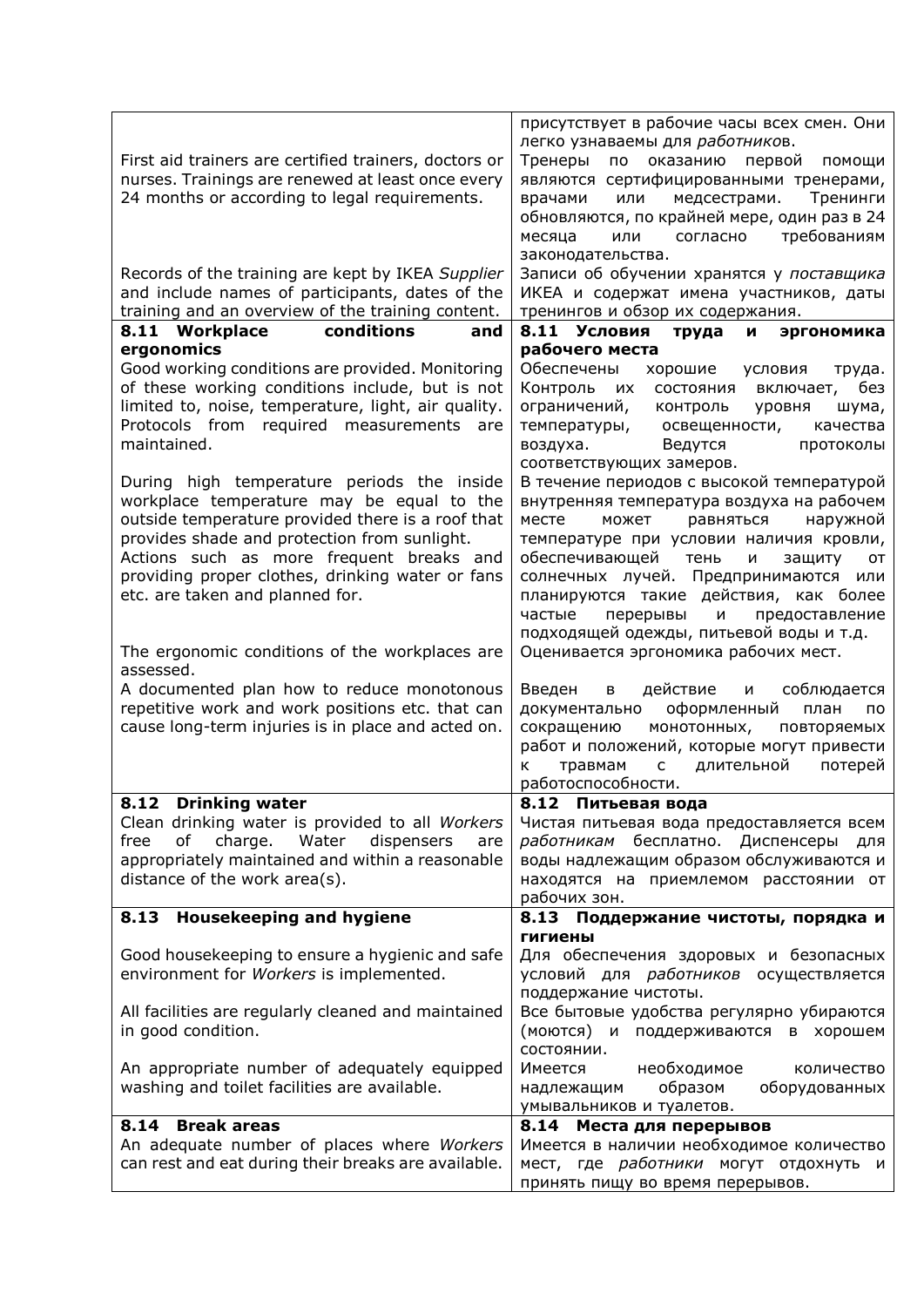| | |
|---|---|
| | присутствует в рабочие часы всех смен. Они легко узнаваемы для *работников*. |
| First aid trainers are certified trainers, doctors or nurses. Trainings are renewed at least once every 24 months or according to legal requirements. | Тренеры по оказанию первой помощи являются сертифицированными тренерами, врачами или медсестрами. Тренинги обновляются, по крайней мере, один раз в 24 месяца или согласно требованиям законодательства. |
| Records of the training are kept by IKEA *Supplier* and include names of participants, dates of the training and an overview of the training content. | Записи об обучении хранятся у *поставщика* ИКЕА и содержат имена участников, даты тренингов и обзор их содержания. |
| **8.11 Workplace conditions and ergonomics** | **8.11 Условия труда и эргономика рабочего места** |
| Good working conditions are provided. Monitoring of these working conditions include, but is not limited to, noise, temperature, light, air quality. Protocols from required measurements are maintained. | Обеспечены хорошие условия труда. Контроль их состояния включает, без ограничений, контроль уровня шума, температуры, освещенности, качества воздуха. Ведутся протоколы соответствующих замеров. |
| During high temperature periods the inside workplace temperature may be equal to the outside temperature provided there is a roof that provides shade and protection from sunlight. Actions such as more frequent breaks and providing proper clothes, drinking water or fans etc. are taken and planned for. | В течение периодов с высокой температурой внутренняя температура воздуха на рабочем месте может равняться наружной температуре при условии наличия кровли, обеспечивающей тень и защиту от солнечных лучей. Предпринимаются или планируются такие действия, как более частые перерывы и предоставление подходящей одежды, питьевой воды и т.д. |
| The ergonomic conditions of the workplaces are assessed. | Оценивается эргономика рабочих мест. |
| A documented plan how to reduce monotonous repetitive work and work positions etc. that can cause long-term injuries is in place and acted on. | Введен в действие и соблюдается документально оформленный план по сокращению монотонных, повторяемых работ и положений, которые могут привести к травмам с длительной потерей работоспособности. |
| **8.12 Drinking water** | **8.12 Питьевая вода** |
| Clean drinking water is provided to all *Workers* free of charge. Water dispensers are appropriately maintained and within a reasonable distance of the work area(s). | Чистая питьевая вода предоставляется всем *работникам* бесплатно. Диспенсеры для воды надлежащим образом обслуживаются и находятся на приемлемом расстоянии от рабочих зон. |
| **8.13 Housekeeping and hygiene** | **8.13 Поддержание чистоты, порядка и гигиены** |
| Good housekeeping to ensure a hygienic and safe environment for *Workers* is implemented. | Для обеспечения здоровых и безопасных условий для *работников* осуществляется поддержание чистоты. |
| All facilities are regularly cleaned and maintained in good condition. | Все бытовые удобства регулярно убираются (моются) и поддерживаются в хорошем состоянии. |
| An appropriate number of adequately equipped washing and toilet facilities are available. | Имеется необходимое количество надлежащим образом оборудованных умывальников и туалетов. |
| **8.14 Break areas** | **8.14 Места для перерывов** |
| An adequate number of places where *Workers* can rest and eat during their breaks are available. | Имеется в наличии необходимое количество мест, где *работники* могут отдохнуть и принять пищу во время перерывов. |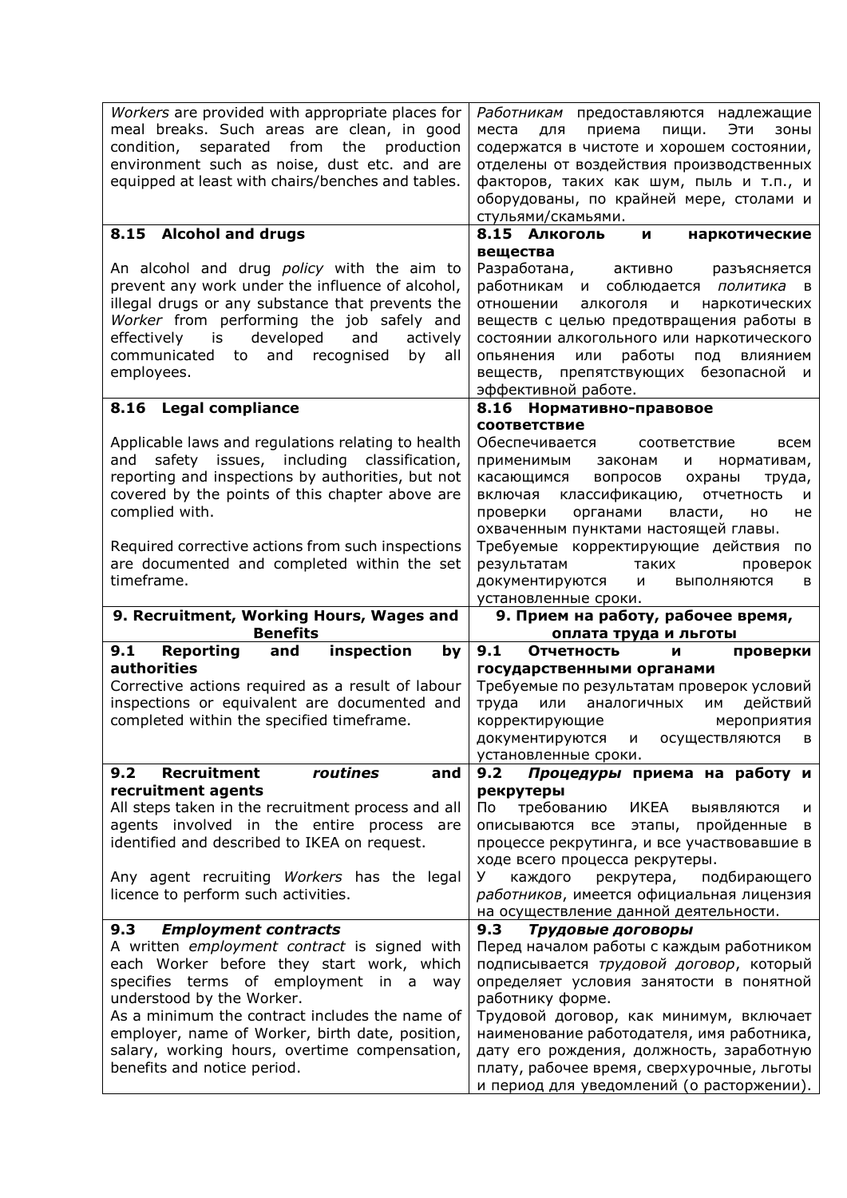| | |
|---|---|
| *Workers* are provided with appropriate places for meal breaks. Such areas are clean, in good condition, separated from the production environment such as noise, dust etc. and are equipped at least with chairs/benches and tables. | *Работникам* предоставляются надлежащие места для приема пищи. Эти зоны содержатся в чистоте и хорошем состоянии, отделены от воздействия производственных факторов, таких как шум, пыль и т.п., и оборудованы, по крайней мере, столами и стульями/скамьями. |
| **8.15 Alcohol and drugs**<br><br>An alcohol and drug *policy* with the aim to prevent any work under the influence of alcohol, illegal drugs or any substance that prevents the *Worker* from performing the job safely and effectively is developed and actively communicated to and recognised by all employees. | **8.15 Алкоголь и наркотические вещества**<br><br>Разработана, активно разъясняется работникам и соблюдается *политика* в отношении алкоголя и наркотических веществ с целью предотвращения работы в состоянии алкогольного или наркотического опьянения или работы под влиянием веществ, препятствующих безопасной и эффективной работе. |
| **8.16 Legal compliance**<br><br>Applicable laws and regulations relating to health and safety issues, including classification, reporting and inspections by authorities, but not covered by the points of this chapter above are complied with.<br><br>Required corrective actions from such inspections are documented and completed within the set timeframe. | **8.16 Нормативно-правовое соответствие**<br><br>Обеспечивается соответствие всем применимым законам и нормативам, касающимся вопросов охраны труда, включая классификацию, отчетность и проверки органами власти, но не охваченным пунктами настоящей главы.<br><br>Требуемые корректирующие действия по результатам таких проверок документируются и выполняются в установленные сроки. |
| **9. Recruitment, Working Hours, Wages and Benefits** | **9. Прием на работу, рабочее время, оплата труда и льготы** |
| **9.1 Reporting and inspection by authorities**<br><br>Corrective actions required as a result of labour inspections or equivalent are documented and completed within the specified timeframe. | **9.1 Отчетность и проверки государственными органами**<br><br>Требуемые по результатам проверок условий труда или аналогичных им действий корректирующие мероприятия документируются и осуществляются в установленные сроки. |
| **9.2 Recruitment *routines* and recruitment agents**<br><br>All steps taken in the recruitment process and all agents involved in the entire process are identified and described to IKEA on request.<br><br>Any agent recruiting *Workers* has the legal licence to perform such activities. | **9.2 *Процедуры* приема на работу и рекрутеры**<br><br>По требованию ИКЕА выявляются и описываются все этапы, пройденные в процессе рекрутинга, и все участвовавшие в ходе всего процесса рекрутеры.<br><br>У каждого рекрутера, подбирающего *работников*, имеется официальная лицензия на осуществление данной деятельности. |
| **9.3 *Employment contracts***<br><br>A written *employment contract* is signed with each Worker before they start work, which specifies terms of employment in a way understood by the Worker.<br><br>As a minimum the contract includes the name of employer, name of Worker, birth date, position, salary, working hours, overtime compensation, benefits and notice period. | **9.3 *Трудовые договоры***<br><br>Перед началом работы с каждым работником подписывается *трудовой договор*, который определяет условия занятости в понятной работнику форме.<br><br>Трудовой договор, как минимум, включает наименование работодателя, имя работника, дату его рождения, должность, заработную плату, рабочее время, сверхурочные, льготы и период для уведомлений (о расторжении). |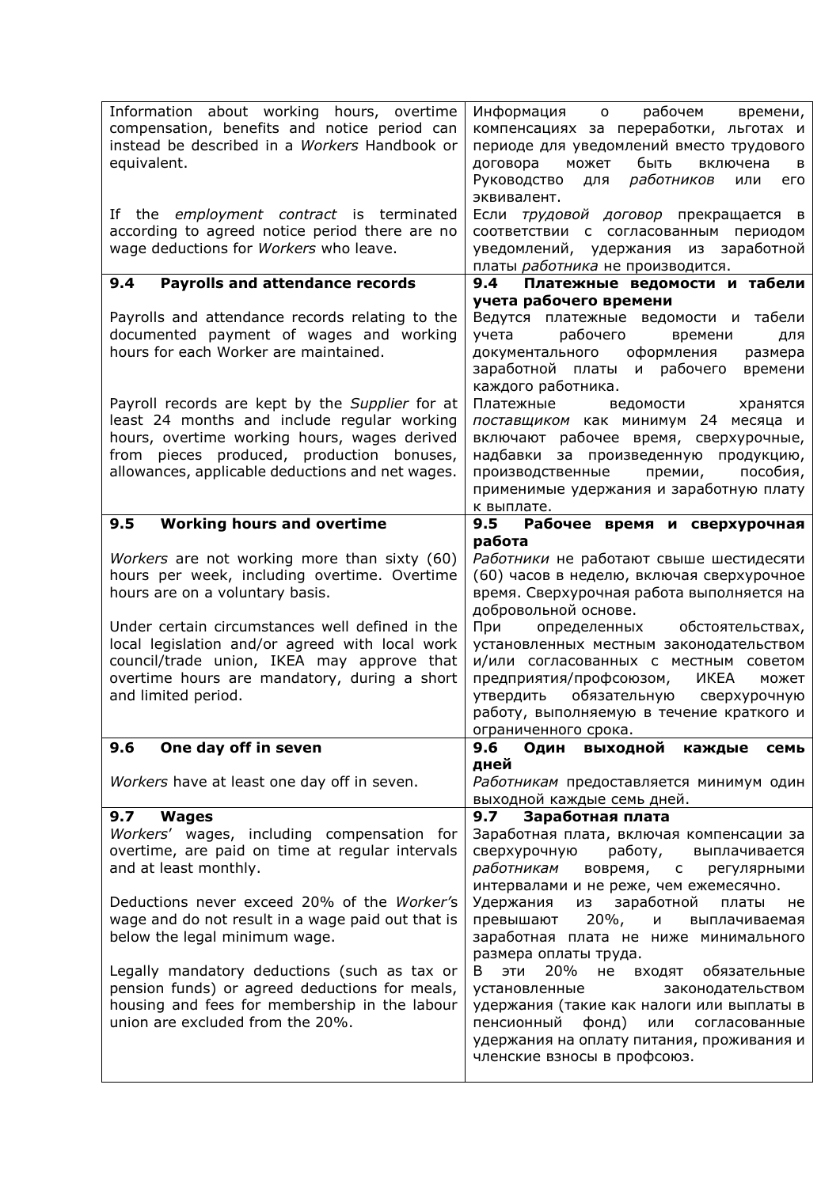| | |
|---|---|
| Information about working hours, overtime compensation, benefits and notice period can instead be described in a *Workers* Handbook or equivalent.<br><br>If the *employment contract* is terminated according to agreed notice period there are no wage deductions for *Workers* who leave. | Информация о рабочем времени, компенсациях за переработки, льготах и периоде для уведомлений вместо трудового договора может быть включена в Руководство для *работников* или его эквивалент.<br><br>Если *трудовой договор* прекращается в соответствии с согласованным периодом уведомлений, удержания из заработной платы *работника* не производится. |
| **9.4 Payrolls and attendance records**<br><br>Payrolls and attendance records relating to the documented payment of wages and working hours for each Worker are maintained.<br><br>Payroll records are kept by the *Supplier* for at least 24 months and include regular working hours, overtime working hours, wages derived from pieces produced, production bonuses, allowances, applicable deductions and net wages. | **9.4 Платежные ведомости и табели учета рабочего времени**<br><br>Ведутся платежные ведомости и табели учета рабочего времени для документального оформления размера заработной платы и рабочего времени каждого работника.<br><br>Платежные ведомости хранятся *поставщиком* как минимум 24 месяца и включают рабочее время, сверхурочные, надбавки за произведенную продукцию, производственные премии, пособия, применимые удержания и заработную плату к выплате. |
| **9.5 Working hours and overtime**<br><br>*Workers* are not working more than sixty (60) hours per week, including overtime. Overtime hours are on a voluntary basis.<br><br>Under certain circumstances well defined in the local legislation and/or agreed with local work council/trade union, IKEA may approve that overtime hours are mandatory, during a short and limited period. | **9.5 Рабочее время и сверхурочная работа**<br><br>*Работники* не работают свыше шестидесяти (60) часов в неделю, включая сверхурочное время. Сверхурочная работа выполняется на добровольной основе.<br><br>При определенных обстоятельствах, установленных местным законодательством и/или согласованных с местным советом предприятия/профсоюзом, ИКЕА может утвердить обязательную сверхурочную работу, выполняемую в течение краткого и ограниченного срока. |
| **9.6 One day off in seven**<br><br>*Workers* have at least one day off in seven. | **9.6 Один выходной каждые семь дней**<br><br>*Работникам* предоставляется минимум один выходной каждые семь дней. |
| **9.7 Wages**<br><br>*Workers*' wages, including compensation for overtime, are paid on time at regular intervals and at least monthly.<br><br>Deductions never exceed 20% of the *Worker's* wage and do not result in a wage paid out that is below the legal minimum wage.<br><br>Legally mandatory deductions (such as tax or pension funds) or agreed deductions for meals, housing and fees for membership in the labour union are excluded from the 20%. | **9.7 Заработная плата**<br><br>Заработная плата, включая компенсации за сверхурочную работу, выплачивается *работникам* вовремя, с регулярными интервалами и не реже, чем ежемесячно.<br><br>Удержания из заработной платы не превышают 20%, и выплачиваемая заработная плата не ниже минимального размера оплаты труда.<br><br>В эти 20% не входят обязательные установленные законодательством удержания (такие как налоги или выплаты в пенсионный фонд) или согласованные удержания на оплату питания, проживания и членские взносы в профсоюз. |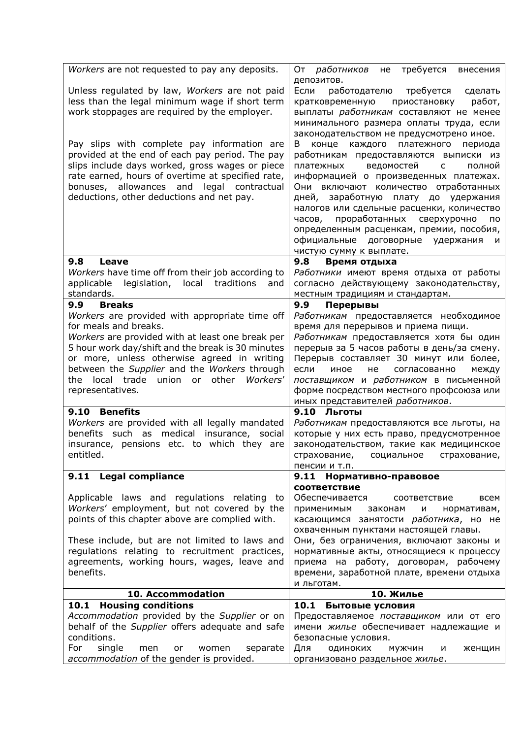| | |
|---|---|
| *Workers* are not requested to pay any deposits.<br><br>Unless regulated by law, *Workers* are not paid less than the legal minimum wage if short term work stoppages are required by the employer.<br><br>Pay slips with complete pay information are provided at the end of each pay period. The pay slips include days worked, gross wages or piece rate earned, hours of overtime at specified rate, bonuses, allowances and legal contractual deductions, other deductions and net pay. | От *работников* не требуется внесения депозитов.<br>Если работодателю требуется сделать кратковременную приостановку работ, выплаты *работникам* составляют не менее минимального размера оплаты труда, если законодательством не предусмотрено иное.<br>В конце каждого платежного периода работникам предоставляются выписки из платежных ведомостей с полной информацией о произведенных платежах. Они включают количество отработанных дней, заработную плату до удержания налогов или сдельные расценки, количество часов, проработанных сверхурочно по определенным расценкам, премии, пособия, официальные договорные удержания и чистую сумму к выплате. |
| **9.8 Leave**<br>*Workers* have time off from their job according to applicable legislation, local traditions and standards. | **9.8 Время отдыха**<br>*Работники* имеют время отдыха от работы согласно действующему законодательству, местным традициям и стандартам. |
| **9.9 Breaks**<br>*Workers* are provided with appropriate time off for meals and breaks.<br>*Workers* are provided with at least one break per 5 hour work day/shift and the break is 30 minutes or more, unless otherwise agreed in writing between the *Supplier* and the *Workers* through the local trade union or other *Workers*' representatives. | **9.9 Перерывы**<br>*Работникам* предоставляется необходимое время для перерывов и приема пищи.<br>*Работникам* предоставляется хотя бы один перерыв за 5 часов работы в день/за смену. Перерыв составляет 30 минут или более, если иное не согласованно между *поставщиком* и *работником* в письменной форме посредством местного профсоюза или иных представителей *работников*. |
| **9.10 Benefits**<br>*Workers* are provided with all legally mandated benefits such as medical insurance, social insurance, pensions etc. to which they are entitled. | **9.10 Льготы**<br>*Работникам* предоставляются все льготы, на которые у них есть право, предусмотренное законодательством, такие как медицинское страхование, социальное страхование, пенсии и т.п. |
| **9.11 Legal compliance**<br><br>Applicable laws and regulations relating to *Workers*' employment, but not covered by the points of this chapter above are complied with.<br><br>These include, but are not limited to laws and regulations relating to recruitment practices, agreements, working hours, wages, leave and benefits. | **9.11 Нормативно-правовое соответствие**<br>Обеспечивается соответствие всем применимым законам и нормативам, касающимся занятости *работника*, но не охваченным пунктами настоящей главы.<br>Они, без ограничения, включают законы и нормативные акты, относящиеся к процессу приема на работу, договорам, рабочему времени, заработной плате, времени отдыха и льготам. |
| **10. Accommodation** | **10. Жилье** |
| **10.1 Housing conditions**<br>*Accommodation* provided by the *Supplier* or on behalf of the *Supplier* offers adequate and safe conditions.<br>For single men or women separate *accommodation* of the gender is provided. | **10.1 Бытовые условия**<br>Предоставляемое *поставщиком* или от его имени *жилье* обеспечивает надлежащие и безопасные условия.<br>Для одиноких мужчин и женщин организовано раздельное *жилье*. |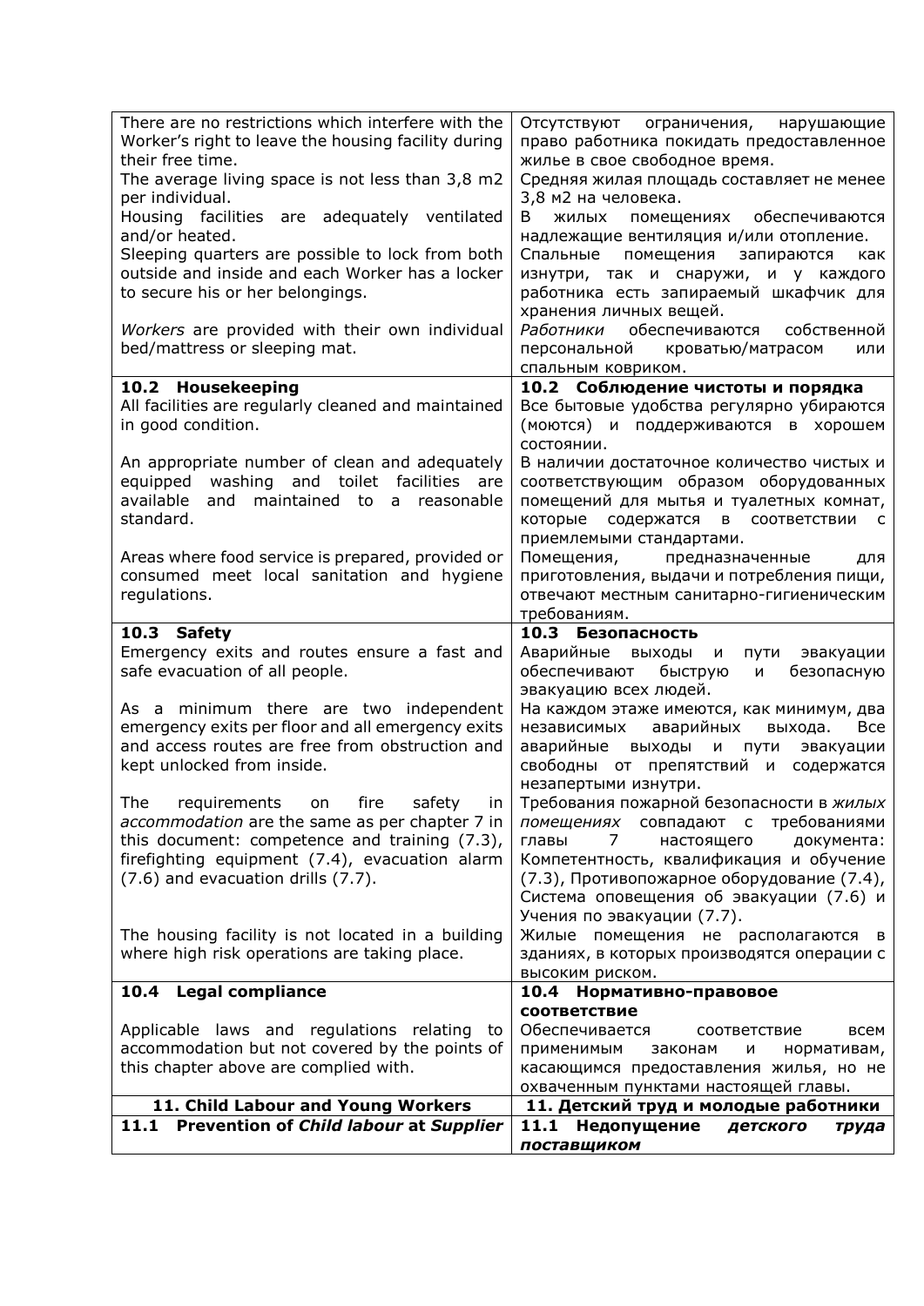| | |
|---|---|
| There are no restrictions which interfere with the Worker's right to leave the housing facility during their free time.<br>The average living space is not less than 3,8 m2 per individual.<br>Housing facilities are adequately ventilated and/or heated.<br>Sleeping quarters are possible to lock from both outside and inside and each Worker has a locker to secure his or her belongings.<br><br>*Workers* are provided with their own individual bed/mattress or sleeping mat. | Отсутствуют ограничения, нарушающие право работника покидать предоставленное жилье в свое свободное время.<br>Средняя жилая площадь составляет не менее 3,8 м2 на человека.<br>В жилых помещениях обеспечиваются надлежащие вентиляция и/или отопление.<br>Спальные помещения запираются как изнутри, так и снаружи, и у каждого работника есть запираемый шкафчик для хранения личных вещей.<br>*Работники* обеспечиваются собственной персональной кроватью/матрасом или спальным ковриком. |
| **10.2 Housekeeping**<br>All facilities are regularly cleaned and maintained in good condition.<br><br>An appropriate number of clean and adequately equipped washing and toilet facilities are available and maintained to a reasonable standard.<br><br>Areas where food service is prepared, provided or consumed meet local sanitation and hygiene regulations. | **10.2 Соблюдение чистоты и порядка**<br>Все бытовые удобства регулярно убираются (моются) и поддерживаются в хорошем состоянии.<br>В наличии достаточное количество чистых и соответствующим образом оборудованных помещений для мытья и туалетных комнат, которые содержатся в соответствии с приемлемыми стандартами.<br>Помещения, предназначенные для приготовления, выдачи и потребления пищи, отвечают местным санитарно-гигиеническим требованиям. |
| **10.3 Safety**<br>Emergency exits and routes ensure a fast and safe evacuation of all people.<br><br>As a minimum there are two independent emergency exits per floor and all emergency exits and access routes are free from obstruction and kept unlocked from inside.<br><br>The requirements on fire safety in *accommodation* are the same as per chapter 7 in this document: competence and training (7.3), firefighting equipment (7.4), evacuation alarm (7.6) and evacuation drills (7.7).<br><br>The housing facility is not located in a building where high risk operations are taking place. | **10.3 Безопасность**<br>Аварийные выходы и пути эвакуации обеспечивают быструю и безопасную эвакуацию всех людей.<br>На каждом этаже имеются, как минимум, два независимых аварийных выхода. Все аварийные выходы и пути эвакуации свободны от препятствий и содержатся незапертыми изнутри.<br>Требования пожарной безопасности в *жилых помещениях* совпадают с требованиями главы 7 настоящего документа: Компетентность, квалификация и обучение (7.3), Противопожарное оборудование (7.4), Система оповещения об эвакуации (7.6) и Учения по эвакуации (7.7).<br>Жилые помещения не располагаются в зданиях, в которых производятся операции с высоким риском. |
| **10.4 Legal compliance**<br><br>Applicable laws and regulations relating to accommodation but not covered by the points of this chapter above are complied with. | **10.4 Нормативно-правовое соответствие**<br>Обеспечивается соответствие всем применимым законам и нормативам, касающимся предоставления жилья, но не охваченным пунктами настоящей главы. |
| **11. Child Labour and Young Workers** | **11. Детский труд и молодые работники** |
| **11.1 Prevention of *Child labour* at *Supplier*** | **11.1 Недопущение *детского труда поставщиком*** |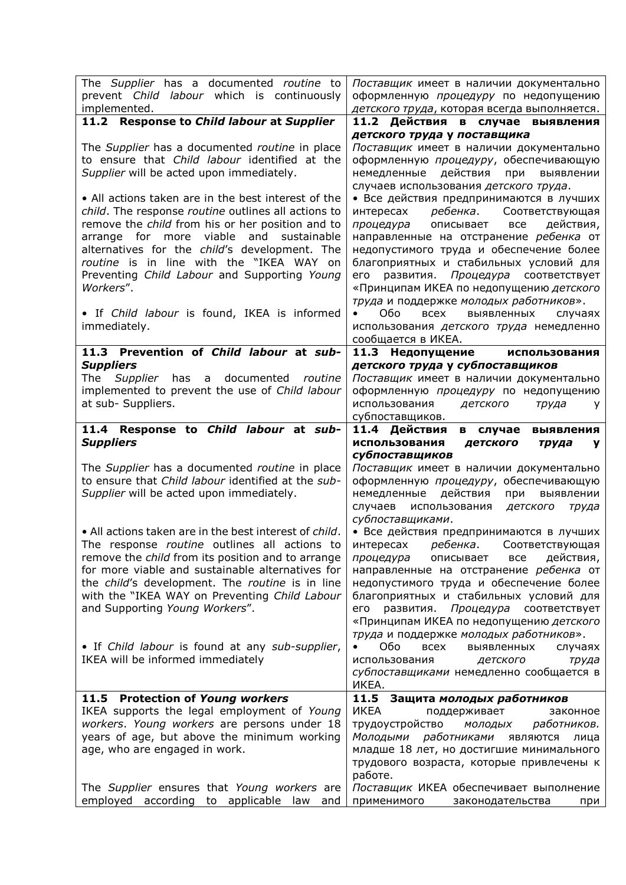| | |
|---|---|
| The *Supplier* has a documented *routine* to prevent *Child labour* which is continuously implemented. | *Поставщик* имеет в наличии документально оформленную *процедуру* по недопущению *детского труда*, которая всегда выполняется. |
| **11.2 Response to *Child labour* at *Supplier*** | **11.2 Действия в случае выявления *детского труда* у *поставщика*** |
| The *Supplier* has a documented *routine* in place to ensure that *Child labour* identified at the *Supplier* will be acted upon immediately.<br><br>• All actions taken are in the best interest of the *child*. The response *routine* outlines all actions to remove the *child* from his or her position and to arrange for more viable and sustainable alternatives for the *child*'s development. The *routine* is in line with the "IKEA WAY on Preventing *Child Labour* and Supporting *Young Workers*".<br><br>• If *Child labour* is found, IKEA is informed immediately. | *Поставщик* имеет в наличии документально оформленную *процедуру*, обеспечивающую немедленные действия при выявлении случаев использования *детского труда*.<br><br>• Все действия предпринимаются в лучших интересах *ребенка*. Соответствующая *процедура* описывает все действия, направленные на отстранение *ребенка* от недопустимого труда и обеспечение более благоприятных и стабильных условий для его развития. *Процедура* соответствует «Принципам ИКЕА по недопущению *детского труда* и поддержке *молодых работников*».<br><br>• Обо всех выявленных случаях использования *детского труда* немедленно сообщается в ИКЕА. |
| **11.3 Prevention of *Child labour* at *sub-Suppliers***<br>The *Supplier* has a documented *routine* implemented to prevent the use of *Child labour* at sub- Suppliers. | **11.3 Недопущение использования *детского труда* у *субпоставщиков***<br>*Поставщик* имеет в наличии документально оформленную *процедуру* по недопущению использования *детского труда* у субпоставщиков. |
| **11.4 Response to *Child labour* at *sub-Suppliers***<br><br>The *Supplier* has a documented *routine* in place to ensure that *Child labour* identified at the *sub-Supplier* will be acted upon immediately.<br><br>• All actions taken are in the best interest of *child*. The response *routine* outlines all actions to remove the *child* from its position and to arrange for more viable and sustainable alternatives for the *child*'s development. The *routine* is in line with the "IKEA WAY on Preventing *Child Labour* and Supporting *Young Workers*".<br><br>• If *Child labour* is found at any *sub-supplier*, IKEA will be informed immediately | **11.4 Действия в случае выявления использования *детского труда* у *субпоставщиков***<br>*Поставщик* имеет в наличии документально оформленную *процедуру*, обеспечивающую немедленные действия при выявлении случаев использования *детского труда* *субпоставщиками*.<br><br>• Все действия предпринимаются в лучших интересах *ребенка*. Соответствующая *процедура* описывает все действия, направленные на отстранение *ребенка* от недопустимого труда и обеспечение более благоприятных и стабильных условий для его развития. *Процедура* соответствует «Принципам ИКЕА по недопущению *детского труда* и поддержке *молодых работников*».<br><br>• Обо всех выявленных случаях использования *детского труда* *субпоставщиками* немедленно сообщается в ИКЕА. |
| **11.5 Protection of *Young workers***<br>IKEA supports the legal employment of *Young workers*. *Young workers* are persons under 18 years of age, but above the minimum working age, who are engaged in work.<br><br>The *Supplier* ensures that *Young workers* are employed according to applicable law and | **11.5 Защита *молодых работников***<br>ИКЕА поддерживает законное трудоустройство *молодых работников. Молодыми работниками* являются лица младше 18 лет, но достигшие минимального трудового возраста, которые привлечены к работе.<br><br>*Поставщик* ИКЕА обеспечивает выполнение применимого законодательства при |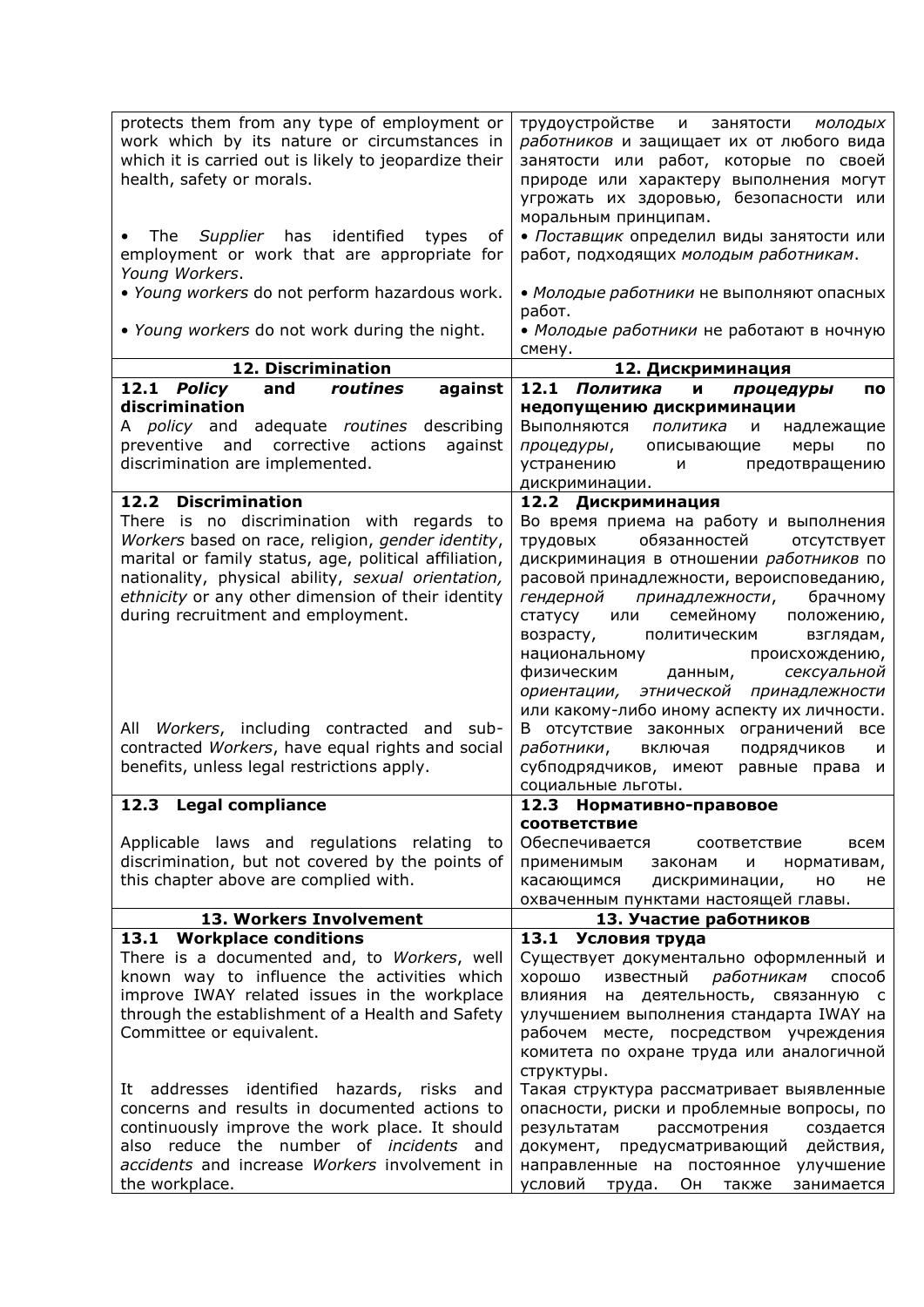| | |
|---|---|
| protects them from any type of employment or work which by its nature or circumstances in which it is carried out is likely to jeopardize their health, safety or morals.<br><br>• The *Supplier* has identified types of employment or work that are appropriate for *Young Workers*.<br>• *Young workers* do not perform hazardous work.<br><br>• *Young workers* do not work during the night. | трудоустройстве и занятости *молодых работников* и защищает их от любого вида занятости или работ, которые по своей природе или характеру выполнения могут угрожать их здоровью, безопасности или моральным принципам.<br>• *Поставщик* определил виды занятости или работ, подходящих *молодым работникам*.<br>• *Молодые работники* не выполняют опасных работ.<br>• *Молодые работники* не работают в ночную смену. |
| **12. Discrimination** | **12. Дискриминация** |
| **12.1 *Policy* and *routines* against discrimination**<br>A *policy* and adequate *routines* describing preventive and corrective actions against discrimination are implemented. | **12.1 *Политика* и *процедуры* по недопущению дискриминации**<br>Выполняются *политика* и надлежащие *процедуры*, описывающие меры по устранению и предотвращению дискриминации. |
| **12.2 Discrimination**<br>There is no discrimination with regards to *Workers* based on race, religion, *gender identity*, marital or family status, age, political affiliation, nationality, physical ability, *sexual orientation, ethnicity* or any other dimension of their identity during recruitment and employment.<br><br>All *Workers*, including contracted and sub-contracted *Workers*, have equal rights and social benefits, unless legal restrictions apply. | **12.2 Дискриминация**<br>Во время приема на работу и выполнения трудовых обязанностей отсутствует дискриминация в отношении *работников* по расовой принадлежности, вероисповеданию, *гендерной принадлежности*, брачному статусу или семейному положению, возрасту, политическим взглядам, национальному происхождению, физическим данным, *сексуальной ориентации, этнической принадлежности* или какому-либо иному аспекту их личности.<br>В отсутствие законных ограничений все *работники*, включая подрядчиков и субподрядчиков, имеют равные права и социальные льготы. |
| **12.3 Legal compliance**<br><br>Applicable laws and regulations relating to discrimination, but not covered by the points of this chapter above are complied with. | **12.3 Нормативно-правовое соответствие**<br>Обеспечивается соответствие всем применимым законам и нормативам, касающимся дискриминации, но не охваченным пунктами настоящей главы. |
| **13. Workers Involvement** | **13. Участие работников** |
| **13.1 Workplace conditions**<br>There is a documented and, to *Workers*, well known way to influence the activities which improve IWAY related issues in the workplace through the establishment of a Health and Safety Committee or equivalent.<br><br>It addresses identified hazards, risks and concerns and results in documented actions to continuously improve the work place. It should also reduce the number of *incidents* and *accidents* and increase *Workers* involvement in the workplace. | **13.1 Условия труда**<br>Существует документально оформленный и хорошо известный *работникам* способ влияния на деятельность, связанную с улучшением выполнения стандарта IWAY на рабочем месте, посредством учреждения комитета по охране труда или аналогичной структуры.<br>Такая структура рассматривает выявленные опасности, риски и проблемные вопросы, по результатам рассмотрения создается документ, предусматривающий действия, направленные на постоянное улучшение условий труда. Он также занимается |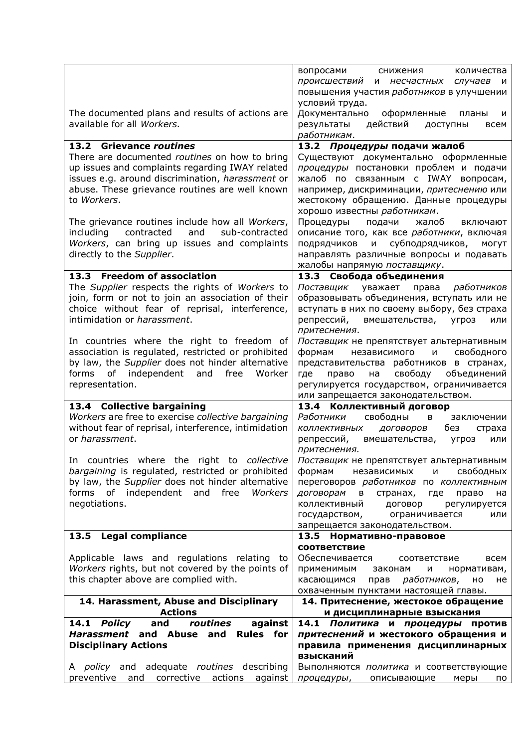| | |
|---|---|
| | вопросами снижения количества *происшествий* и *несчастных случаев* и повышения участия *работников* в улучшении условий труда. |
| The documented plans and results of actions are available for all *Workers.* | Документально оформленные планы и результаты действий доступны всем *работникам*. |
| **13.2 Grievance *routines***<br>There are documented *routines* on how to bring up issues and complaints regarding IWAY related issues e.g. around discrimination, *harassment* or abuse. These grievance routines are well known to *Workers*.<br><br>The grievance routines include how all *Workers*, including contracted and sub-contracted *Workers*, can bring up issues and complaints directly to the *Supplier*. | ***13.2 Процедуры* подачи жалоб**<br>Существуют документально оформленные *процедуры* постановки проблем и подачи жалоб по связанным с IWAY вопросам, например, дискриминации, *притеснению* или жестокому обращению. Данные процедуры хорошо известны *работникам*.<br>Процедуры подачи жалоб включают описание того, как все *работники*, включая подрядчиков и субподрядчиков, могут направлять различные вопросы и подавать жалобы напрямую *поставщику*. |
| **13.3 Freedom of association**<br>The *Supplier* respects the rights of *Workers* to join, form or not to join an association of their choice without fear of reprisal, interference, intimidation or *harassment*.<br><br>In countries where the right to freedom of association is regulated, restricted or prohibited by law, the *Supplier* does not hinder alternative forms of independent and free Worker representation. | **13.3 Свобода объединения**<br>*Поставщик* уважает права *работников* образовывать объединения, вступать или не вступать в них по своему выбору, без страха репрессий, вмешательства, угроз или *притеснения*.<br>*Поставщик* не препятствует альтернативным формам независимого и свободного представительства работников в странах, где право на свободу объединений регулируется государством, ограничивается или запрещается законодательством. |
| **13.4 Collective bargaining**<br>*Workers* are free to exercise *collective bargaining* without fear of reprisal, interference, intimidation or *harassment*.<br><br>In countries where the right to *collective bargaining* is regulated, restricted or prohibited by law, the *Supplier* does not hinder alternative forms of independent and free *Workers* negotiations. | **13.4 Коллективный договор**<br>*Работники* свободны в заключении *коллективных договоров* без страха репрессий, вмешательства, угроз или *притеснения.*<br>*Поставщик* не препятствует альтернативным формам независимых и свободных переговоров *работников* по *коллективным договорам* в странах, где право на коллективный договор регулируется государством, ограничивается или запрещается законодательством. |
| **13.5 Legal compliance**<br><br>Applicable laws and regulations relating to *Workers* rights, but not covered by the points of this chapter above are complied with. | **13.5 Нормативно-правовое соответствие**<br><br>Обеспечивается соответствие всем применимым законам и нормативам, касающимся прав *работников*, но не охваченным пунктами настоящей главы. |
| **14. Harassment, Abuse and Disciplinary Actions** | **14. Притеснение, жестокое обращение и дисциплинарные взыскания** |
| **14.1 *Policy* and *routines* against *Harassment* and Abuse and Rules for Disciplinary Actions**<br><br>A *policy* and adequate *routines* describing preventive and corrective actions against | **14.1 *Политика* и *процедуры* против *притеснений* и жестокого обращения и правила применения дисциплинарных взысканий**<br><br>Выполняются *политика* и соответствующие *процедуры*, описывающие меры по |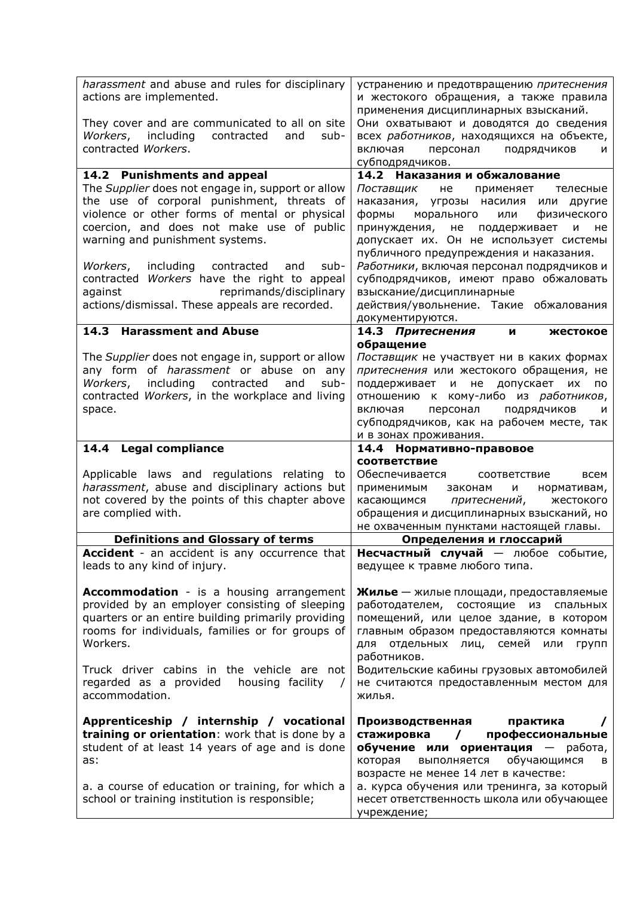| | |
|---|---|
| *harassment* and abuse and rules for disciplinary actions are implemented.<br><br>They cover and are communicated to all on site *Workers*, including contracted and sub-contracted *Workers*. | устранению и предотвращению *притеснения* и жестокого обращения, а также правила применения дисциплинарных взысканий.<br>Они охватывают и доводятся до сведения всех *работников*, находящихся на объекте, включая персонал подрядчиков и субподрядчиков. |
| **14.2 Punishments and appeal**<br>The *Supplier* does not engage in, support or allow the use of corporal punishment, threats of violence or other forms of mental or physical coercion, and does not make use of public warning and punishment systems.<br><br>*Workers*, including contracted and sub-contracted *Workers* have the right to appeal against reprimands/disciplinary actions/dismissal. These appeals are recorded. | **14.2 Наказания и обжалование**<br>*Поставщик* не применяет телесные наказания, угрозы насилия или другие формы морального или физического принуждения, не поддерживает и не допускает их. Он не использует системы публичного предупреждения и наказания.<br>*Работники*, включая персонал подрядчиков и субподрядчиков, имеют право обжаловать взыскание/дисциплинарные действия/увольнение. Такие обжалования документируются. |
| **14.3 Harassment and Abuse**<br><br>The *Supplier* does not engage in, support or allow any form of *harassment* or abuse on any *Workers*, including contracted and sub-contracted *Workers*, in the workplace and living space. | **14.3 *Притеснения* и жестокое обращение**<br>*Поставщик* не участвует ни в каких формах *притеснения* или жестокого обращения, не поддерживает и не допускает их по отношению к кому-либо из *работников*, включая персонал подрядчиков и субподрядчиков, как на рабочем месте, так и в зонах проживания. |
| **14.4 Legal compliance**<br><br>Applicable laws and regulations relating to *harassment*, abuse and disciplinary actions but not covered by the points of this chapter above are complied with. | **14.4 Нормативно-правовое соответствие**<br>Обеспечивается соответствие всем применимым законам и нормативам, касающимся *притеснений*, жестокого обращения и дисциплинарных взысканий, но не охваченным пунктами настоящей главы. |
| **Definitions and Glossary of terms** | **Определения и глоссарий** |
| **Accident** - an accident is any occurrence that leads to any kind of injury.<br><br>**Accommodation** - is a housing arrangement provided by an employer consisting of sleeping quarters or an entire building primarily providing rooms for individuals, families or for groups of Workers.<br><br>Truck driver cabins in the vehicle are not regarded as a provided housing facility / accommodation.<br><br>**Apprenticeship / internship / vocational training or orientation**: work that is done by a student of at least 14 years of age and is done as:<br><br>a. a course of education or training, for which a school or training institution is responsible; | **Несчастный случай** — любое событие, ведущее к травме любого типа.<br><br>**Жилье** — жилые площади, предоставляемые работодателем, состоящие из спальных помещений, или целое здание, в котором главным образом предоставляются комнаты для отдельных лиц, семей или групп работников.<br>Водительские кабины грузовых автомобилей не считаются предоставленным местом для жилья.<br><br>**Производственная практика / стажировка / профессиональные обучение или ориентация** — работа, которая выполняется обучающимся в возрасте не менее 14 лет в качестве:<br>а. курса обучения или тренинга, за который несет ответственность школа или обучающее учреждение; |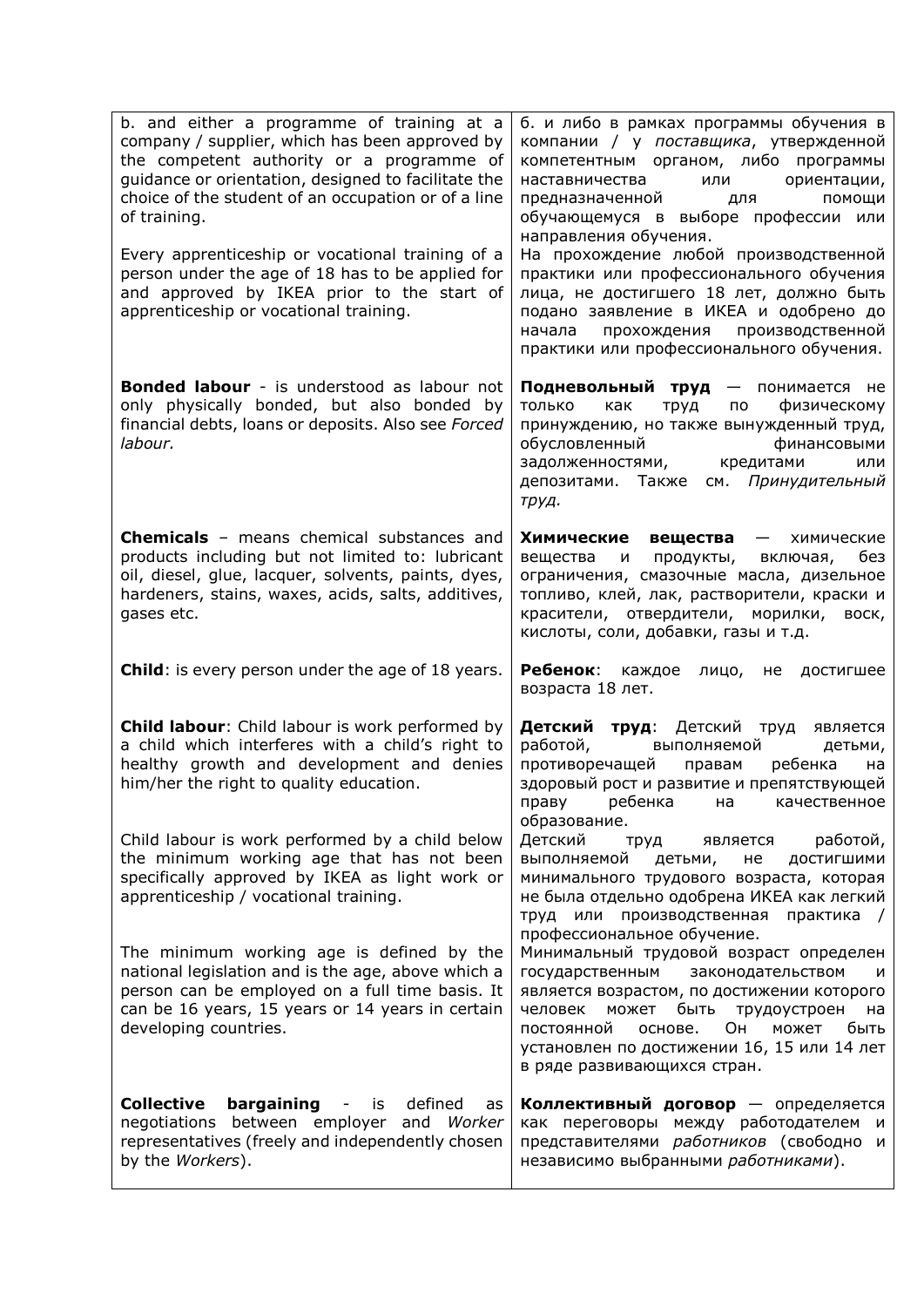| | |
|---|---|
| b. and either a programme of training at a company / supplier, which has been approved by the competent authority or a programme of guidance or orientation, designed to facilitate the choice of the student of an occupation or of a line of training.<br><br>Every apprenticeship or vocational training of a person under the age of 18 has to be applied for and approved by IKEA prior to the start of apprenticeship or vocational training. | б. и либо в рамках программы обучения в компании / у *поставщика*, утвержденной компетентным органом, либо программы наставничества или ориентации, предназначенной для помощи обучающемуся в выборе профессии или направления обучения.<br>На прохождение любой производственной практики или профессионального обучения лица, не достигшего 18 лет, должно быть подано заявление в ИКЕА и одобрено до начала прохождения производственной практики или профессионального обучения. |
| **Bonded labour** - is understood as labour not only physically bonded, but also bonded by financial debts, loans or deposits. Also see *Forced labour.* | **Подневольный труд** — понимается не только как труд по физическому принуждению, но также вынужденный труд, обусловленный финансовыми задолженностями, кредитами или депозитами. Также см. *Принудительный труд.* |
| **Chemicals** – means chemical substances and products including but not limited to: lubricant oil, diesel, glue, lacquer, solvents, paints, dyes, hardeners, stains, waxes, acids, salts, additives, gases etc. | **Химические вещества** — химические вещества и продукты, включая, без ограничения, смазочные масла, дизельное топливо, клей, лак, растворители, краски и красители, отвердители, морилки, воск, кислоты, соли, добавки, газы и т.д. |
| **Child**: is every person under the age of 18 years. | **Ребенок**: каждое лицо, не достигшее возраста 18 лет. |
| **Child labour**: Child labour is work performed by a child which interferes with a child's right to healthy growth and development and denies him/her the right to quality education.<br><br>Child labour is work performed by a child below the minimum working age that has not been specifically approved by IKEA as light work or apprenticeship / vocational training.<br><br>The minimum working age is defined by the national legislation and is the age, above which a person can be employed on a full time basis. It can be 16 years, 15 years or 14 years in certain developing countries. | **Детский труд**: Детский труд является работой, выполняемой детьми, противоречащей правам ребенка на здоровый рост и развитие и препятствующей праву ребенка на качественное образование.<br>Детский труд является работой, выполняемой детьми, не достигшими минимального трудового возраста, которая не была отдельно одобрена ИКЕА как легкий труд или производственная практика / профессиональное обучение.<br>Минимальный трудовой возраст определен государственным законодательством и является возрастом, по достижении которого человек может быть трудоустроен на постоянной основе. Он может быть установлен по достижении 16, 15 или 14 лет в ряде развивающихся стран. |
| **Collective bargaining** - is defined as negotiations between employer and *Worker* representatives (freely and independently chosen by the *Workers*). | **Коллективный договор** — определяется как переговоры между работодателем и представителями *работников* (свободно и независимо выбранными *работниками*). |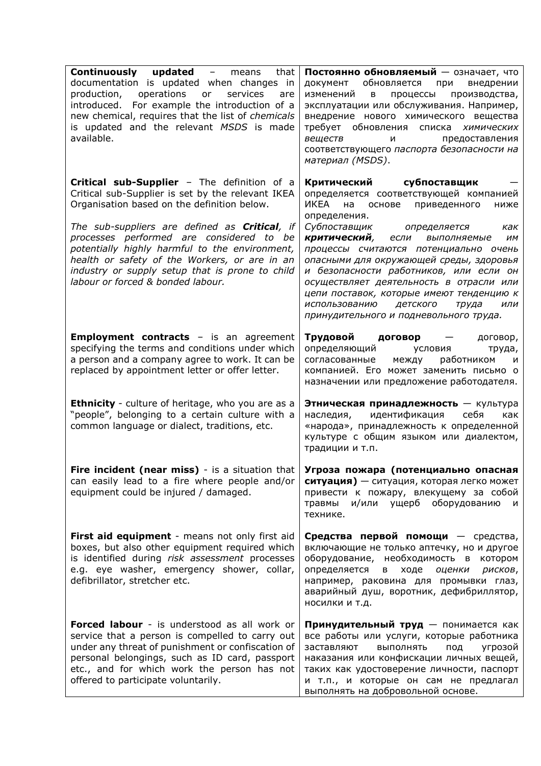| | |
|---|---|
| **Continuously updated** – means that documentation is updated when changes in production, operations or services are introduced. For example the introduction of a new chemical, requires that the list of *chemicals* is updated and the relevant *MSDS* is made available. | **Постоянно обновляемый** — означает, что документ обновляется при внедрении изменений в процессы производства, эксплуатации или обслуживания. Например, внедрение нового химического вещества требует обновления списка *химических веществ* и предоставления соответствующего *паспорта безопасности на материал (MSDS)*. |
| **Critical sub-Supplier** – The definition of a Critical sub-Supplier is set by the relevant IKEA Organisation based on the definition below.<br><br>*The sub-suppliers are defined as **Critical**, if processes performed are considered to be potentially highly harmful to the environment, health or safety of the Workers, or are in an industry or supply setup that is prone to child labour or forced & bonded labour.* | **Критический субпоставщик** — определяется соответствующей компанией ИКЕА на основе приведенного ниже определения.<br>*Субпоставщик определяется как **критический**, если выполняемые им процессы считаются потенциально очень опасными для окружающей среды, здоровья и безопасности работников, или если он осуществляет деятельность в отрасли или цепи поставок, которые имеют тенденцию к использованию детского труда или принудительного и подневольного труда.* |
| **Employment contracts** – is an agreement specifying the terms and conditions under which a person and a company agree to work. It can be replaced by appointment letter or offer letter. | **Трудовой договор** — договор, определяющий условия труда, согласованные между работником и компанией. Его может заменить письмо о назначении или предложение работодателя. |
| **Ethnicity** - culture of heritage, who you are as a "people", belonging to a certain culture with a common language or dialect, traditions, etc. | **Этническая принадлежность** — культура наследия, идентификация себя как «народа», принадлежность к определенной культуре с общим языком или диалектом, традиции и т.п. |
| **Fire incident (near miss)** - is a situation that can easily lead to a fire where people and/or equipment could be injured / damaged. | **Угроза пожара (потенциально опасная ситуация)** — ситуация, которая легко может привести к пожару, влекущему за собой травмы и/или ущерб оборудованию и технике. |
| **First aid equipment** - means not only first aid boxes, but also other equipment required which is identified during *risk assessment* processes e.g. eye washer, emergency shower, collar, defibrillator, stretcher etc. | **Средства первой помощи** — средства, включающие не только аптечку, но и другое оборудование, необходимость в котором определяется в ходе *оценки рисков*, например, раковина для промывки глаз, аварийный душ, воротник, дефибриллятор, носилки и т.д. |
| **Forced labour** - is understood as all work or service that a person is compelled to carry out under any threat of punishment or confiscation of personal belongings, such as ID card, passport etc., and for which work the person has not offered to participate voluntarily. | **Принудительный труд** — понимается как все работы или услуги, которые работника заставляют выполнять под угрозой наказания или конфискации личных вещей, таких как удостоверение личности, паспорт и т.п., и которые он сам не предлагал выполнять на добровольной основе. |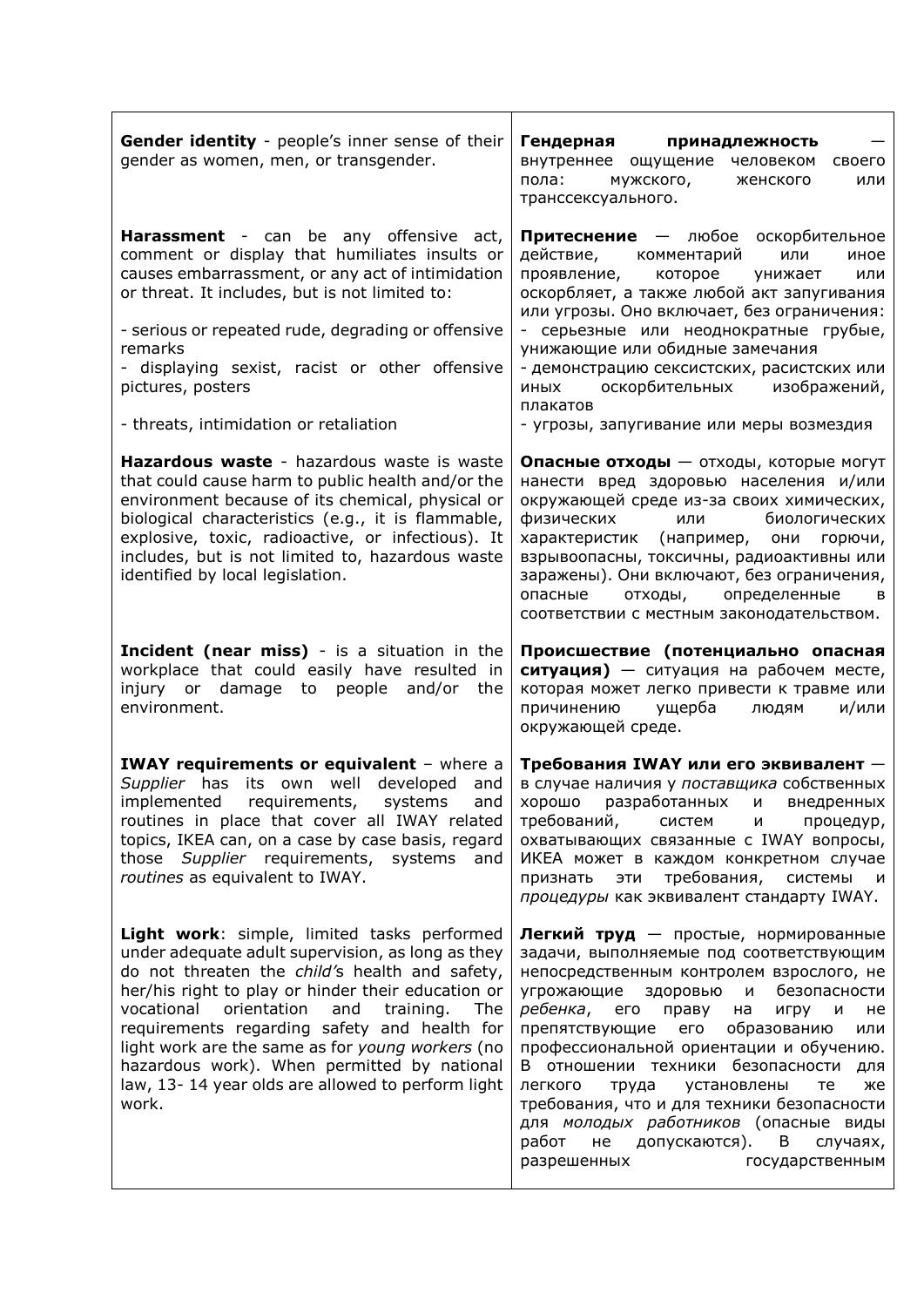| | |
|---|---|
| **Gender identity** - people's inner sense of their gender as women, men, or transgender. | **Гендерная принадлежность** — внутреннее ощущение человеком своего пола: мужского, женского или транссексуального. |
| **Harassment** - can be any offensive act, comment or display that humiliates insults or causes embarrassment, or any act of intimidation or threat. It includes, but is not limited to:<br><br>- serious or repeated rude, degrading or offensive remarks<br>- displaying sexist, racist or other offensive pictures, posters<br><br>- threats, intimidation or retaliation | **Притеснение** — любое оскорбительное действие, комментарий или иное проявление, которое унижает или оскорбляет, а также любой акт запугивания или угрозы. Оно включает, без ограничения:<br>- серьезные или неоднократные грубые, унижающие или обидные замечания<br>- демонстрацию сексистских, расистских или иных оскорбительных изображений, плакатов<br>- угрозы, запугивание или меры возмездия |
| **Hazardous waste** - hazardous waste is waste that could cause harm to public health and/or the environment because of its chemical, physical or biological characteristics (e.g., it is flammable, explosive, toxic, radioactive, or infectious). It includes, but is not limited to, hazardous waste identified by local legislation. | **Опасные отходы** — отходы, которые могут нанести вред здоровью населения и/или окружающей среде из-за своих химических, физических или биологических характеристик (например, они горючи, взрывоопасны, токсичны, радиоактивны или заражены). Они включают, без ограничения, опасные отходы, определенные в соответствии с местным законодательством. |
| **Incident (near miss)** - is a situation in the workplace that could easily have resulted in injury or damage to people and/or the environment. | **Происшествие (потенциально опасная ситуация)** — ситуация на рабочем месте, которая может легко привести к травме или причинению ущерба людям и/или окружающей среде. |
| **IWAY requirements or equivalent** – where a *Supplier* has its own well developed and implemented requirements, systems and routines in place that cover all IWAY related topics, IKEA can, on a case by case basis, regard those *Supplier* requirements, systems and *routines* as equivalent to IWAY. | **Требования IWAY или его эквивалент** — в случае наличия у *поставщика* собственных хорошо разработанных и внедренных требований, систем и процедур, охватывающих связанные с IWAY вопросы, ИКЕА может в каждом конкретном случае признать эти требования, системы и *процедуры* как эквивалент стандарту IWAY. |
| **Light work**: simple, limited tasks performed under adequate adult supervision, as long as they do not threaten the *child's* health and safety, her/his right to play or hinder their education or vocational orientation and training. The requirements regarding safety and health for light work are the same as for *young workers* (no hazardous work). When permitted by national law, 13- 14 year olds are allowed to perform light work. | **Легкий труд** — простые, нормированные задачи, выполняемые под соответствующим непосредственным контролем взрослого, не угрожающие здоровью и безопасности *ребенка*, его праву на игру и не препятствующие его образованию или профессиональной ориентации и обучению. В отношении техники безопасности для легкого труда установлены те же требования, что и для техники безопасности для *молодых работников* (опасные виды работ не допускаются). В случаях, разрешенных государственным |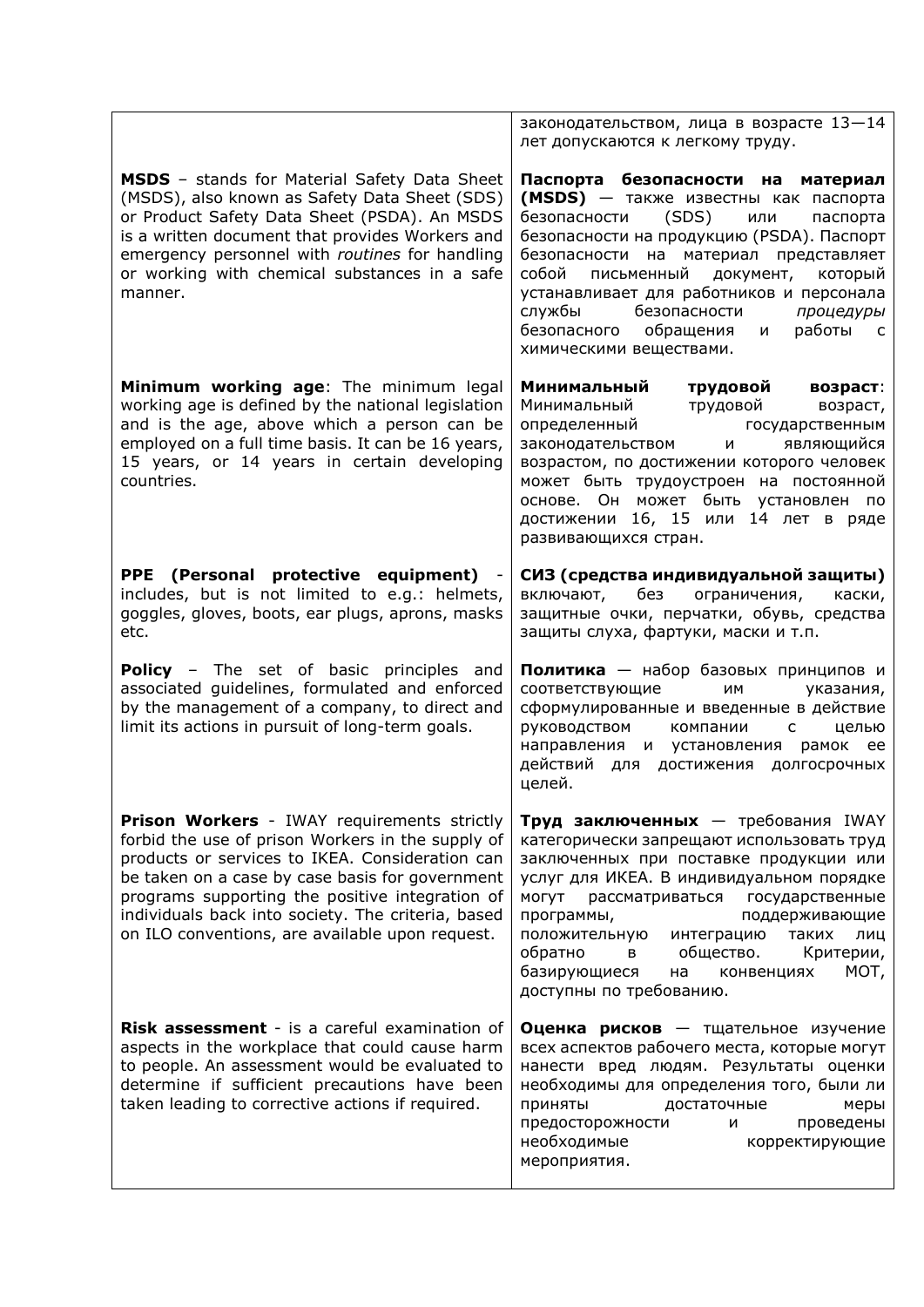| | |
|---|---|
| | законодательством, лица в возрасте 13—14 лет допускаются к легкому труду. |
| **MSDS** – stands for Material Safety Data Sheet (MSDS), also known as Safety Data Sheet (SDS) or Product Safety Data Sheet (PSDA). An MSDS is a written document that provides Workers and emergency personnel with *routines* for handling or working with chemical substances in a safe manner. | **Паспорта безопасности на материал (MSDS)** — также известны как паспорта безопасности (SDS) или паспорта безопасности на продукцию (PSDA). Паспорт безопасности на материал представляет собой письменный документ, который устанавливает для работников и персонала службы безопасности *процедуры* безопасного обращения и работы с химическими веществами. |
| **Minimum working age**: The minimum legal working age is defined by the national legislation and is the age, above which a person can be employed on a full time basis. It can be 16 years, 15 years, or 14 years in certain developing countries. | **Минимальный трудовой возраст**: Минимальный трудовой возраст, определенный государственным законодательством и являющийся возрастом, по достижении которого человек может быть трудоустроен на постоянной основе. Он может быть установлен по достижении 16, 15 или 14 лет в ряде развивающихся стран. |
| **PPE (Personal protective equipment)** - includes, but is not limited to e.g.: helmets, goggles, gloves, boots, ear plugs, aprons, masks etc. | **СИЗ (средства индивидуальной защиты)** включают, без ограничения, каски, защитные очки, перчатки, обувь, средства защиты слуха, фартуки, маски и т.п. |
| **Policy** – The set of basic principles and associated guidelines, formulated and enforced by the management of a company, to direct and limit its actions in pursuit of long-term goals. | **Политика** — набор базовых принципов и соответствующие им указания, сформулированные и введенные в действие руководством компании с целью направления и установления рамок ее действий для достижения долгосрочных целей. |
| **Prison Workers** - IWAY requirements strictly forbid the use of prison Workers in the supply of products or services to IKEA. Consideration can be taken on a case by case basis for government programs supporting the positive integration of individuals back into society. The criteria, based on ILO conventions, are available upon request. | **Труд заключенных** — требования IWAY категорически запрещают использовать труд заключенных при поставке продукции или услуг для ИКЕА. В индивидуальном порядке могут рассматриваться государственные программы, поддерживающие положительную интеграцию таких лиц обратно в общество. Критерии, базирующиеся на конвенциях МОТ, доступны по требованию. |
| **Risk assessment** - is a careful examination of aspects in the workplace that could cause harm to people. An assessment would be evaluated to determine if sufficient precautions have been taken leading to corrective actions if required. | **Оценка рисков** — тщательное изучение всех аспектов рабочего места, которые могут нанести вред людям. Результаты оценки необходимы для определения того, были ли приняты достаточные меры предосторожности и проведены необходимые корректирующие мероприятия. |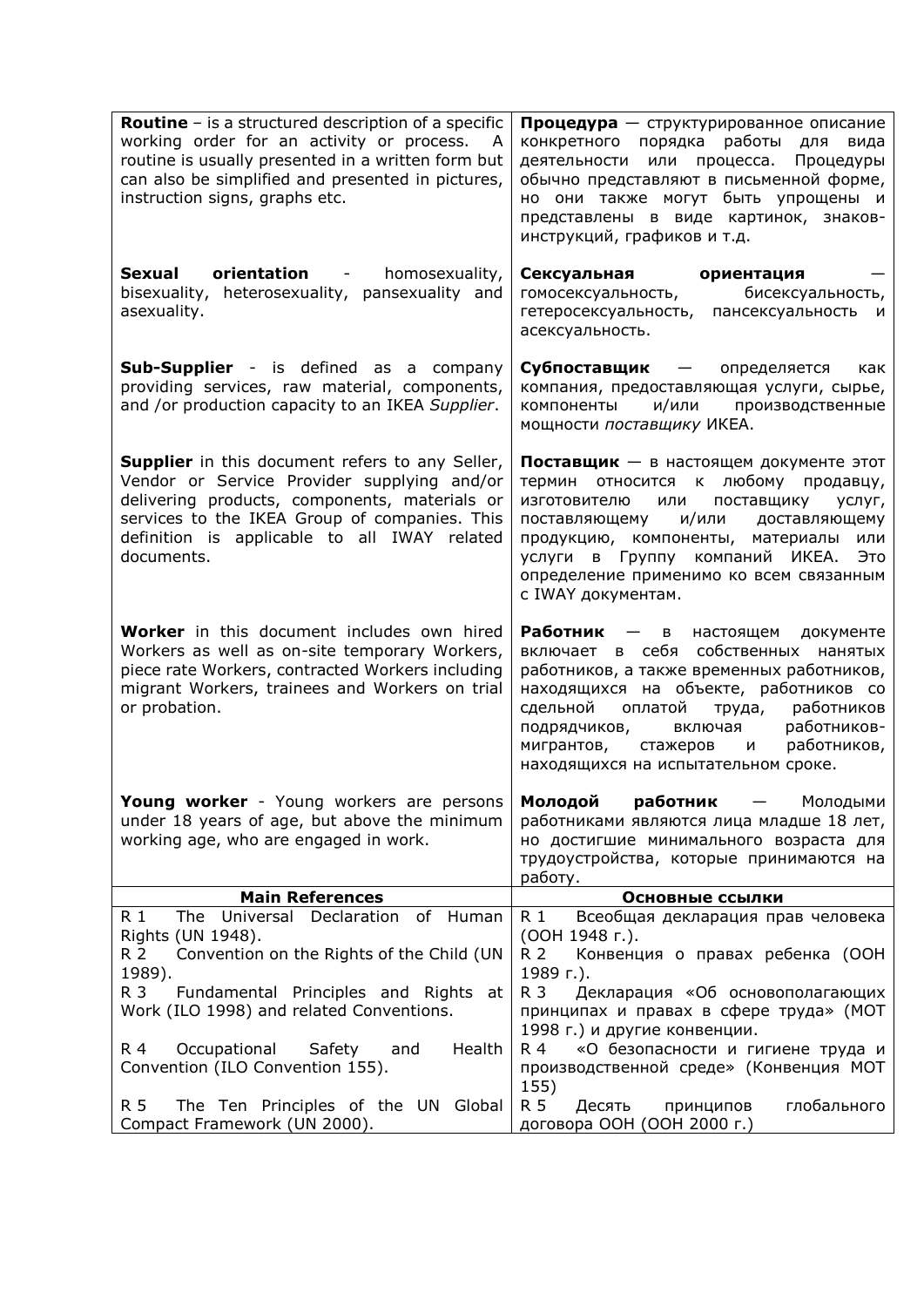| | |
|---|---|
| **Routine** – is a structured description of a specific working order for an activity or process. A routine is usually presented in a written form but can also be simplified and presented in pictures, instruction signs, graphs etc. | **Процедура** — структурированное описание конкретного порядка работы для вида деятельности или процесса. Процедуры обычно представляют в письменной форме, но они также могут быть упрощены и представлены в виде картинок, знаков-инструкций, графиков и т.д. |
| **Sexual orientation** - homosexuality, bisexuality, heterosexuality, pansexuality and asexuality. | **Сексуальная ориентация** — гомосексуальность, бисексуальность, гетеросексуальность, пансексуальность и асексуальность. |
| **Sub-Supplier** - is defined as a company providing services, raw material, components, and /or production capacity to an IKEA *Supplier*. | **Субпоставщик** — определяется как компания, предоставляющая услуги, сырье, компоненты и/или производственные мощности *поставщику* ИКЕА. |
| **Supplier** in this document refers to any Seller, Vendor or Service Provider supplying and/or delivering products, components, materials or services to the IKEA Group of companies. This definition is applicable to all IWAY related documents. | **Поставщик** — в настоящем документе этот термин относится к любому продавцу, изготовителю или поставщику услуг, поставляющему и/или доставляющему продукцию, компоненты, материалы или услуги в Группу компаний ИКЕА. Это определение применимо ко всем связанным с IWAY документам. |
| **Worker** in this document includes own hired Workers as well as on-site temporary Workers, piece rate Workers, contracted Workers including migrant Workers, trainees and Workers on trial or probation. | **Работник** — в настоящем документе включает в себя собственных нанятых работников, а также временных работников, находящихся на объекте, работников со сдельной оплатой труда, работников подрядчиков, включая работников-мигрантов, стажеров и работников, находящихся на испытательном сроке. |
| **Young worker** - Young workers are persons under 18 years of age, but above the minimum working age, who are engaged in work. | **Молодой работник** — Молодыми работниками являются лица младше 18 лет, но достигшие минимального возраста для трудоустройства, которые принимаются на работу. |
| **Main References** | **Основные ссылки** |
| R 1 The Universal Declaration of Human Rights (UN 1948).<br>R 2 Convention on the Rights of the Child (UN 1989).<br>R 3 Fundamental Principles and Rights at Work (ILO 1998) and related Conventions.<br>R 4 Occupational Safety and Health Convention (ILO Convention 155).<br>R 5 The Ten Principles of the UN Global Compact Framework (UN 2000). | R 1 Всеобщая декларация прав человека (ООН 1948 г.).<br>R 2 Конвенция о правах ребенка (ООН 1989 г.).<br>R 3 Декларация «Об основополагающих принципах и правах в сфере труда» (МОТ 1998 г.) и другие конвенции.<br>R 4 «О безопасности и гигиене труда и производственной среде» (Конвенция МОТ 155)<br>R 5 Десять принципов глобального договора ООН (ООН 2000 г.) |